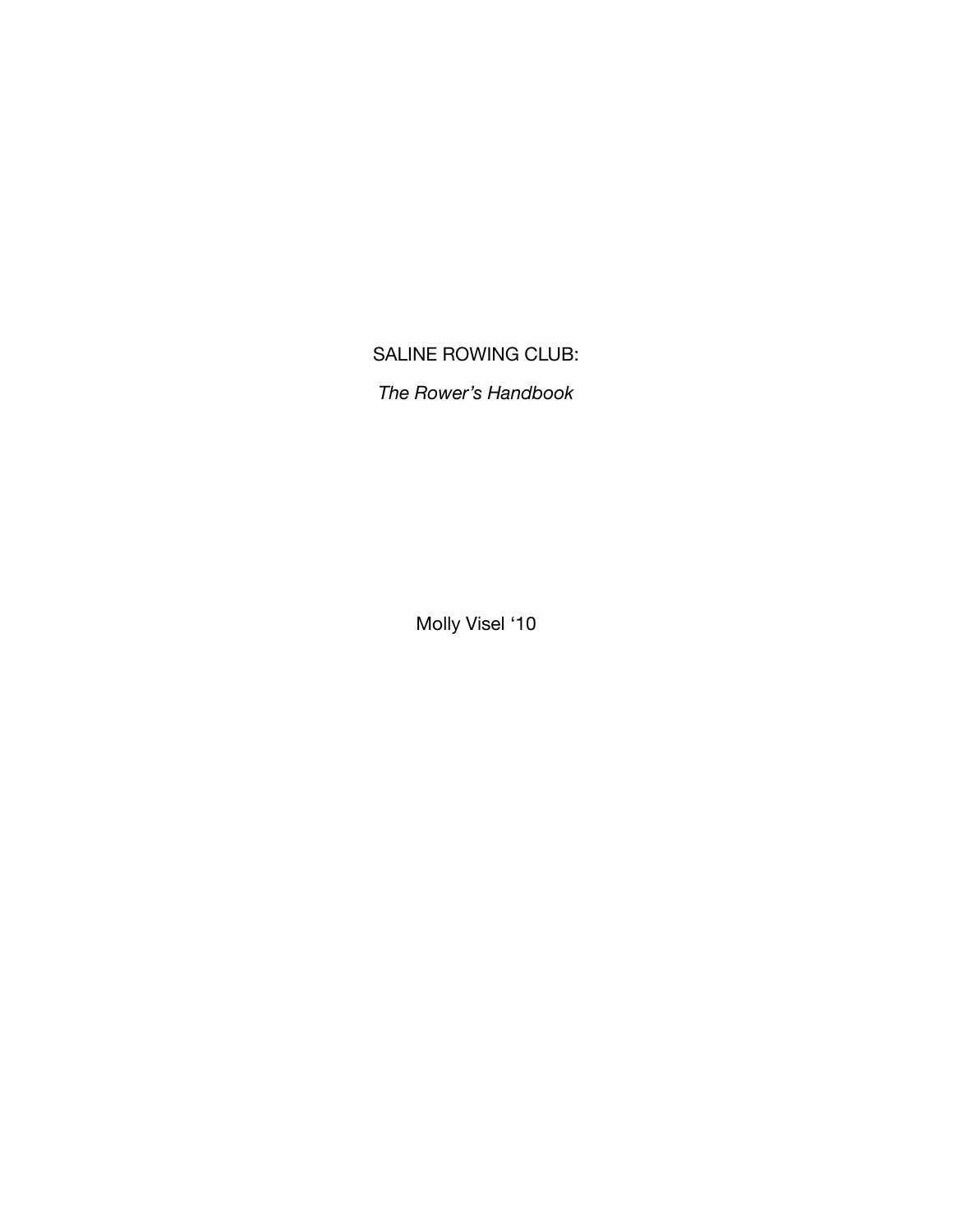# SALINE ROWING CLUB:

*The Rower's Handbook*

Molly Visel '10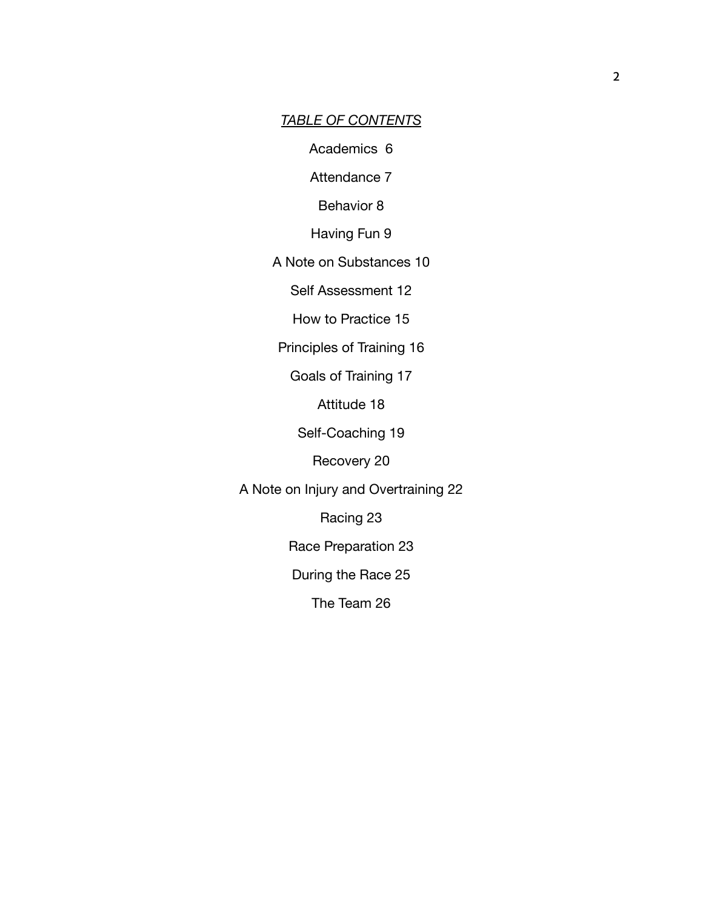## *TABLE OF CONTENTS*

Academics 6

Attendance 7

Behavior 8

Having Fun 9

A Note on Substances 10

Self Assessment 12

How to Practice 15

Principles of Training 16

Goals of Training 17

Attitude 18

Self-Coaching 19

Recovery 20

A Note on Injury and Overtraining 22

Racing 23

Race Preparation 23

During the Race 25

The Team 26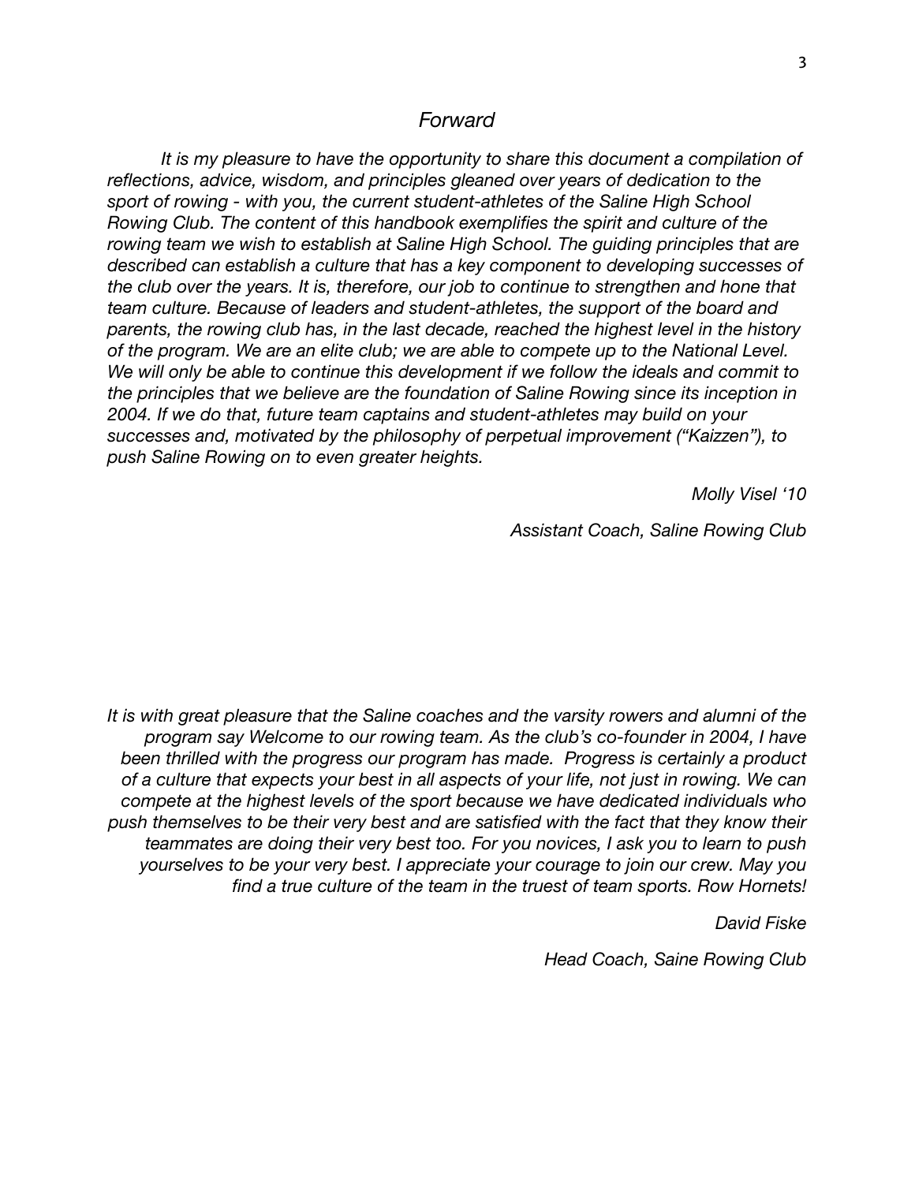## *Forward*

*It is my pleasure to have the opportunity to share this document a compilation of reflections, advice, wisdom, and principles gleaned over years of dedication to the sport of rowing - with you, the current student-athletes of the Saline High School Rowing Club. The content of this handbook exemplifies the spirit and culture of the rowing team we wish to establish at Saline High School. The guiding principles that are described can establish a culture that has a key component to developing successes of the club over the years. It is, therefore, our job to continue to strengthen and hone that team culture. Because of leaders and student-athletes, the support of the board and parents, the rowing club has, in the last decade, reached the highest level in the history of the program. We are an elite club; we are able to compete up to the National Level. We will only be able to continue this development if we follow the ideals and commit to the principles that we believe are the foundation of Saline Rowing since its inception in 2004. If we do that, future team captains and student-athletes may build on your successes and, motivated by the philosophy of perpetual improvement ("Kaizzen"), to push Saline Rowing on to even greater heights.*

*Molly Visel '10*

*Assistant Coach, Saline Rowing Club*

*It is with great pleasure that the Saline coaches and the varsity rowers and alumni of the program say Welcome to our rowing team. As the club's co-founder in 2004, I have been thrilled with the progress our program has made. Progress is certainly a product of a culture that expects your best in all aspects of your life, not just in rowing. We can compete at the highest levels of the sport because we have dedicated individuals who push themselves to be their very best and are satisfied with the fact that they know their teammates are doing their very best too. For you novices, I ask you to learn to push yourselves to be your very best. I appreciate your courage to join our crew. May you find a true culture of the team in the truest of team sports. Row Hornets!*

*David Fiske*

*Head Coach, Saine Rowing Club*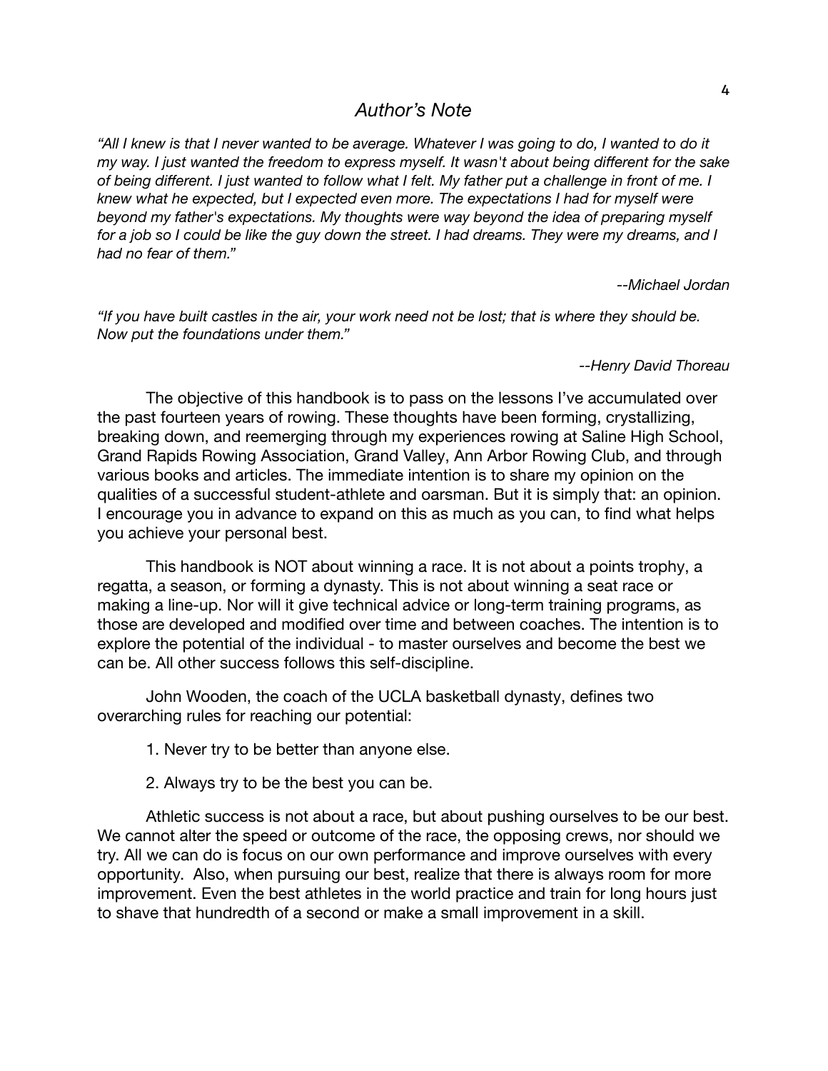## *Author's Note*

*"All I knew is that I never wanted to be average. Whatever I was going to do, I wanted to do it my way. I just wanted the freedom to express myself. It wasn't about being different for the sake of being different. I just wanted to follow what I felt. My father put a challenge in front of me. I knew what he expected, but I expected even more. The expectations I had for myself were beyond my father's expectations. My thoughts were way beyond the idea of preparing myself for a job so I could be like the guy down the street. I had dreams. They were my dreams, and I had no fear of them."*

*--Michael Jordan*

*"If you have built castles in the air, your work need not be lost; that is where they should be. Now put the foundations under them."*

*--Henry David Thoreau*

The objective of this handbook is to pass on the lessons I've accumulated over the past fourteen years of rowing. These thoughts have been forming, crystallizing, breaking down, and reemerging through my experiences rowing at Saline High School, Grand Rapids Rowing Association, Grand Valley, Ann Arbor Rowing Club, and through various books and articles. The immediate intention is to share my opinion on the qualities of a successful student-athlete and oarsman. But it is simply that: an opinion. I encourage you in advance to expand on this as much as you can, to find what helps you achieve your personal best.

This handbook is NOT about winning a race. It is not about a points trophy, a regatta, a season, or forming a dynasty. This is not about winning a seat race or making a line-up. Nor will it give technical advice or long-term training programs, as those are developed and modified over time and between coaches. The intention is to explore the potential of the individual - to master ourselves and become the best we can be. All other success follows this self-discipline.

John Wooden, the coach of the UCLA basketball dynasty, defines two overarching rules for reaching our potential:

1. Never try to be better than anyone else.

2. Always try to be the best you can be.

Athletic success is not about a race, but about pushing ourselves to be our best. We cannot alter the speed or outcome of the race, the opposing crews, nor should we try. All we can do is focus on our own performance and improve ourselves with every opportunity. Also, when pursuing our best, realize that there is always room for more improvement. Even the best athletes in the world practice and train for long hours just to shave that hundredth of a second or make a small improvement in a skill.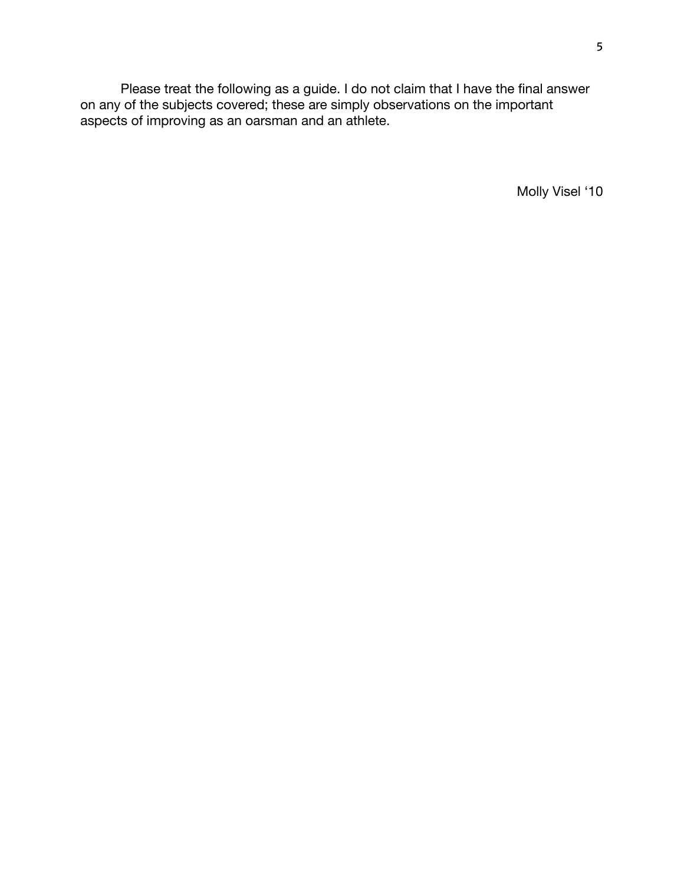Please treat the following as a guide. I do not claim that I have the final answer on any of the subjects covered; these are simply observations on the important aspects of improving as an oarsman and an athlete.

Molly Visel ‘10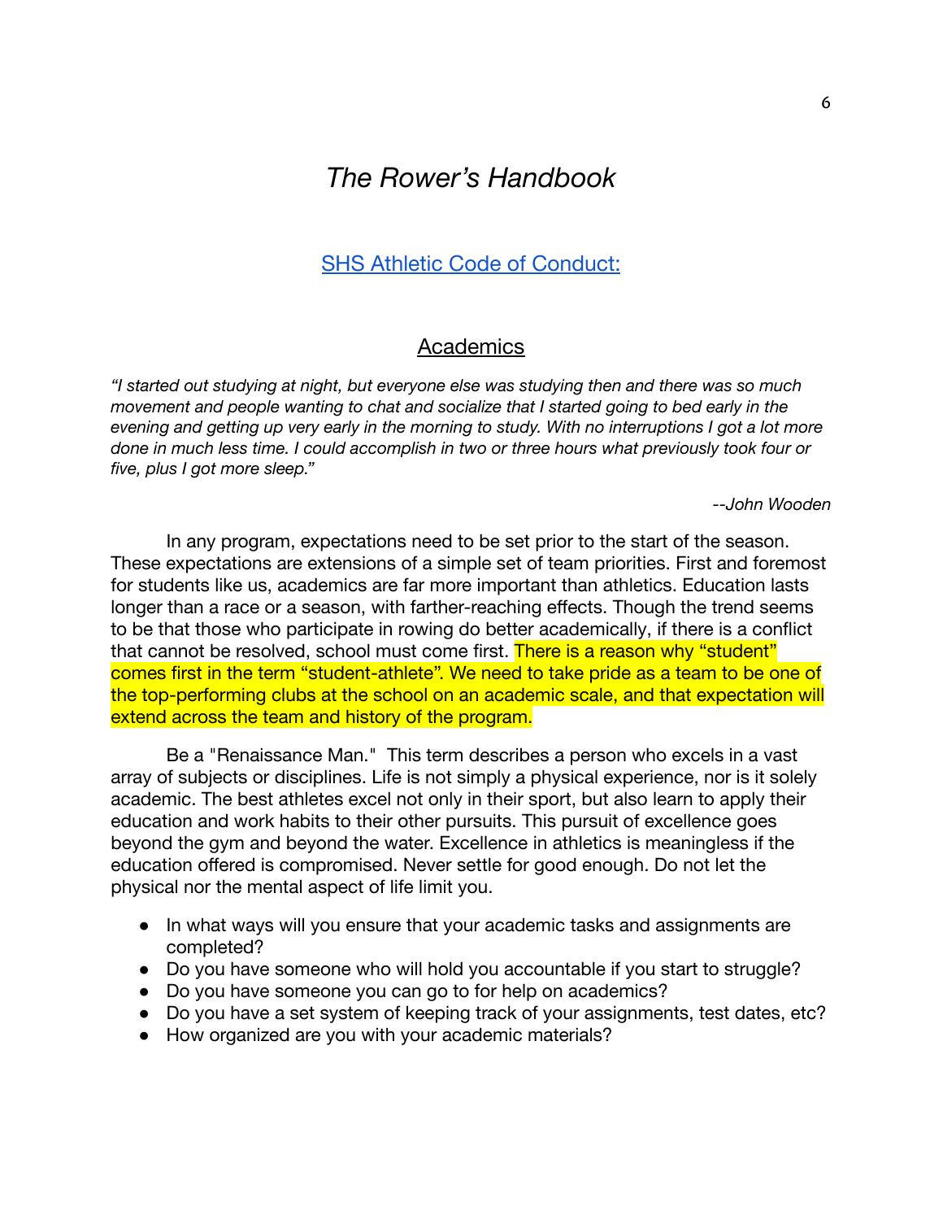# *The Rower's Handbook*

## [SHS Athletic Code of Conduct:]

## Academics

*"I started out studying at night, but everyone else was studying then and there was so much movement and people wanting to chat and socialize that I started going to bed early in the evening and getting up very early in the morning to study. With no interruptions I got a lot more done in much less time. I could accomplish in two or three hours what previously took four or five, plus I got more sleep."*

*--John Wooden*

In any program, expectations need to be set prior to the start of the season. These expectations are extensions of a simple set of team priorities. First and foremost for students like us, academics are far more important than athletics. Education lasts longer than a race or a season, with farther-reaching effects. Though the trend seems to be that those who participate in rowing do better academically, if there is a conflict that cannot be resolved, school must come first. There is a reason why "student" comes first in the term "student-athlete". We need to take pride as a team to be one of the top-performing clubs at the school on an academic scale, and that expectation will extend across the team and history of the program.

Be a "Renaissance Man." This term describes a person who excels in a vast array of subjects or disciplines. Life is not simply a physical experience, nor is it solely academic. The best athletes excel not only in their sport, but also learn to apply their education and work habits to their other pursuits. This pursuit of excellence goes beyond the gym and beyond the water. Excellence in athletics is meaningless if the education offered is compromised. Never settle for good enough. Do not let the physical nor the mental aspect of life limit you.

- In what ways will you ensure that your academic tasks and assignments are completed?
- Do you have someone who will hold you accountable if you start to struggle?
- Do you have someone you can go to for help on academics?
- Do you have a set system of keeping track of your assignments, test dates, etc?
- How organized are you with your academic materials?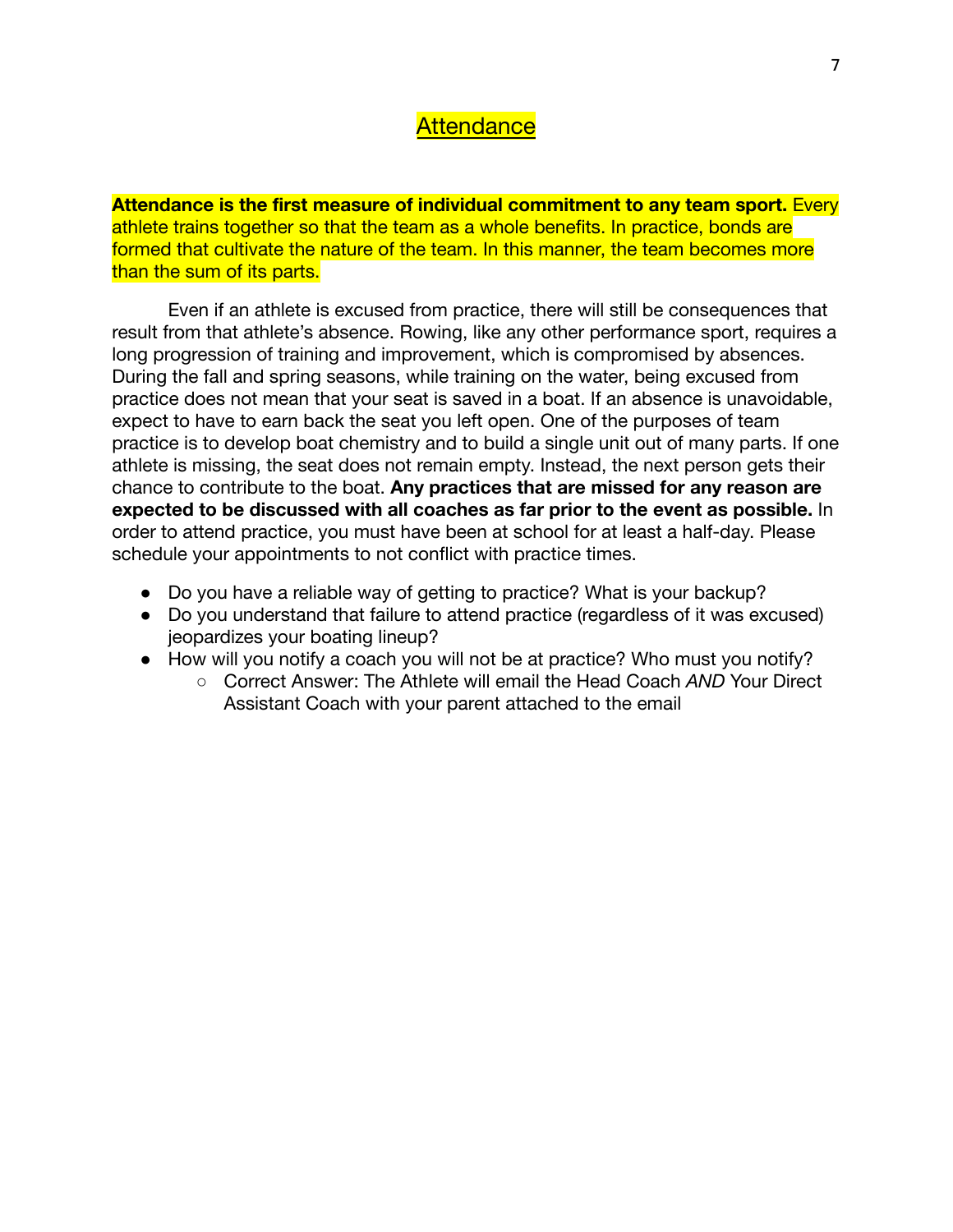# Attendance

**Attendance is the first measure of individual commitment to any team sport.** Every athlete trains together so that the team as a whole benefits. In practice, bonds are formed that cultivate the nature of the team. In this manner, the team becomes more than the sum of its parts.

Even if an athlete is excused from practice, there will still be consequences that result from that athlete's absence. Rowing, like any other performance sport, requires a long progression of training and improvement, which is compromised by absences. During the fall and spring seasons, while training on the water, being excused from practice does not mean that your seat is saved in a boat. If an absence is unavoidable, expect to have to earn back the seat you left open. One of the purposes of team practice is to develop boat chemistry and to build a single unit out of many parts. If one athlete is missing, the seat does not remain empty. Instead, the next person gets their chance to contribute to the boat. **Any practices that are missed for any reason are expected to be discussed with all coaches as far prior to the event as possible.** In order to attend practice, you must have been at school for at least a half-day. Please schedule your appointments to not conflict with practice times.

- Do you have a reliable way of getting to practice? What is your backup?
- Do you understand that failure to attend practice (regardless of it was excused) jeopardizes your boating lineup?
- How will you notify a coach you will not be at practice? Who must you notify?
  - Correct Answer: The Athlete will email the Head Coach *AND* Your Direct Assistant Coach with your parent attached to the email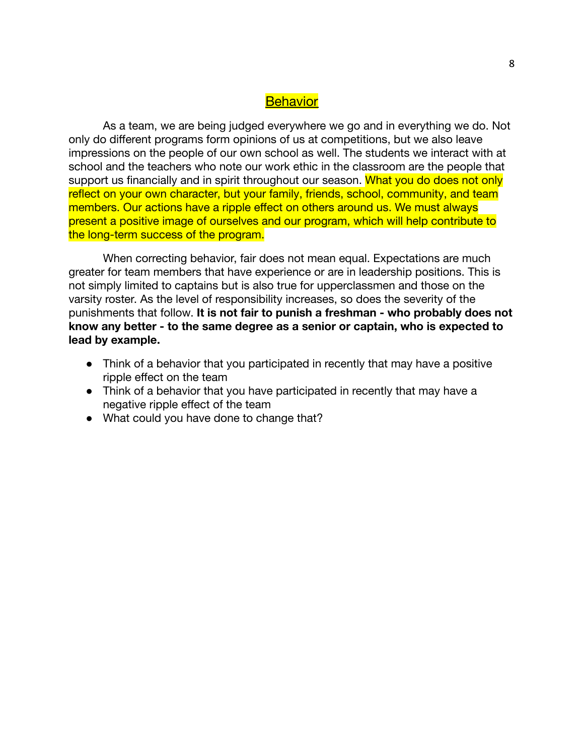## Behavior

As a team, we are being judged everywhere we go and in everything we do. Not only do different programs form opinions of us at competitions, but we also leave impressions on the people of our own school as well. The students we interact with at school and the teachers who note our work ethic in the classroom are the people that support us financially and in spirit throughout our season. What you do does not only reflect on your own character, but your family, friends, school, community, and team members. Our actions have a ripple effect on others around us. We must always present a positive image of ourselves and our program, which will help contribute to the long-term success of the program.

When correcting behavior, fair does not mean equal. Expectations are much greater for team members that have experience or are in leadership positions. This is not simply limited to captains but is also true for upperclassmen and those on the varsity roster. As the level of responsibility increases, so does the severity of the punishments that follow. **It is not fair to punish a freshman - who probably does not know any better - to the same degree as a senior or captain, who is expected to lead by example.**

- Think of a behavior that you participated in recently that may have a positive ripple effect on the team
- Think of a behavior that you have participated in recently that may have a negative ripple effect of the team
- What could you have done to change that?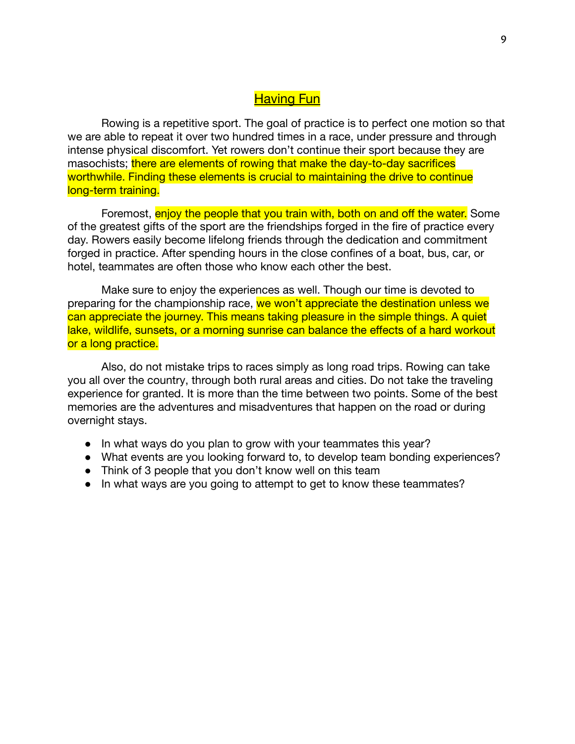## Having Fun

Rowing is a repetitive sport. The goal of practice is to perfect one motion so that we are able to repeat it over two hundred times in a race, under pressure and through intense physical discomfort. Yet rowers don't continue their sport because they are masochists; there are elements of rowing that make the day-to-day sacrifices worthwhile. Finding these elements is crucial to maintaining the drive to continue long-term training.

Foremost, enjoy the people that you train with, both on and off the water. Some of the greatest gifts of the sport are the friendships forged in the fire of practice every day. Rowers easily become lifelong friends through the dedication and commitment forged in practice. After spending hours in the close confines of a boat, bus, car, or hotel, teammates are often those who know each other the best.

Make sure to enjoy the experiences as well. Though our time is devoted to preparing for the championship race, we won't appreciate the destination unless we can appreciate the journey. This means taking pleasure in the simple things. A quiet lake, wildlife, sunsets, or a morning sunrise can balance the effects of a hard workout or a long practice.

Also, do not mistake trips to races simply as long road trips. Rowing can take you all over the country, through both rural areas and cities. Do not take the traveling experience for granted. It is more than the time between two points. Some of the best memories are the adventures and misadventures that happen on the road or during overnight stays.

- In what ways do you plan to grow with your teammates this year?
- What events are you looking forward to, to develop team bonding experiences?
- Think of 3 people that you don't know well on this team
- In what ways are you going to attempt to get to know these teammates?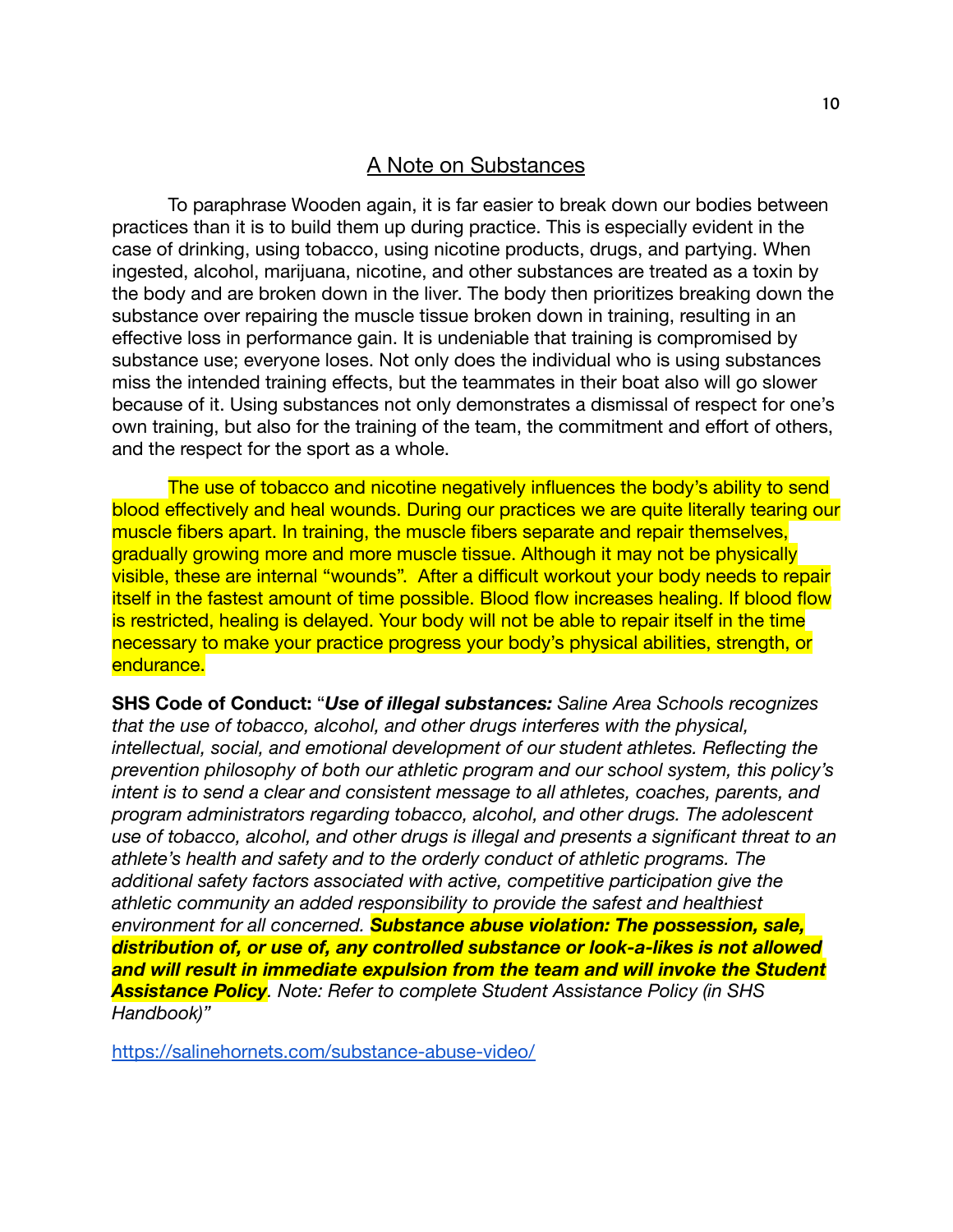## A Note on Substances

To paraphrase Wooden again, it is far easier to break down our bodies between practices than it is to build them up during practice. This is especially evident in the case of drinking, using tobacco, using nicotine products, drugs, and partying. When ingested, alcohol, marijuana, nicotine, and other substances are treated as a toxin by the body and are broken down in the liver. The body then prioritizes breaking down the substance over repairing the muscle tissue broken down in training, resulting in an effective loss in performance gain. It is undeniable that training is compromised by substance use; everyone loses. Not only does the individual who is using substances miss the intended training effects, but the teammates in their boat also will go slower because of it. Using substances not only demonstrates a dismissal of respect for one's own training, but also for the training of the team, the commitment and effort of others, and the respect for the sport as a whole.

The use of tobacco and nicotine negatively influences the body's ability to send blood effectively and heal wounds. During our practices we are quite literally tearing our muscle fibers apart. In training, the muscle fibers separate and repair themselves, gradually growing more and more muscle tissue. Although it may not be physically visible, these are internal "wounds". After a difficult workout your body needs to repair itself in the fastest amount of time possible. Blood flow increases healing. If blood flow is restricted, healing is delayed. Your body will not be able to repair itself in the time necessary to make your practice progress your body's physical abilities, strength, or endurance.

**SHS Code of Conduct:** "***Use of illegal substances:*** *Saline Area Schools recognizes that the use of tobacco, alcohol, and other drugs interferes with the physical, intellectual, social, and emotional development of our student athletes. Reflecting the prevention philosophy of both our athletic program and our school system, this policy's intent is to send a clear and consistent message to all athletes, coaches, parents, and program administrators regarding tobacco, alcohol, and other drugs. The adolescent use of tobacco, alcohol, and other drugs is illegal and presents a significant threat to an athlete's health and safety and to the orderly conduct of athletic programs. The additional safety factors associated with active, competitive participation give the athletic community an added responsibility to provide the safest and healthiest environment for all concerned.* ***Substance abuse violation: The possession, sale, distribution of, or use of, any controlled substance or look-a-likes is not allowed and will result in immediate expulsion from the team and will invoke the Student Assistance Policy****. Note: Refer to complete Student Assistance Policy (in SHS Handbook)"*

https://salinehornets.com/substance-abuse-video/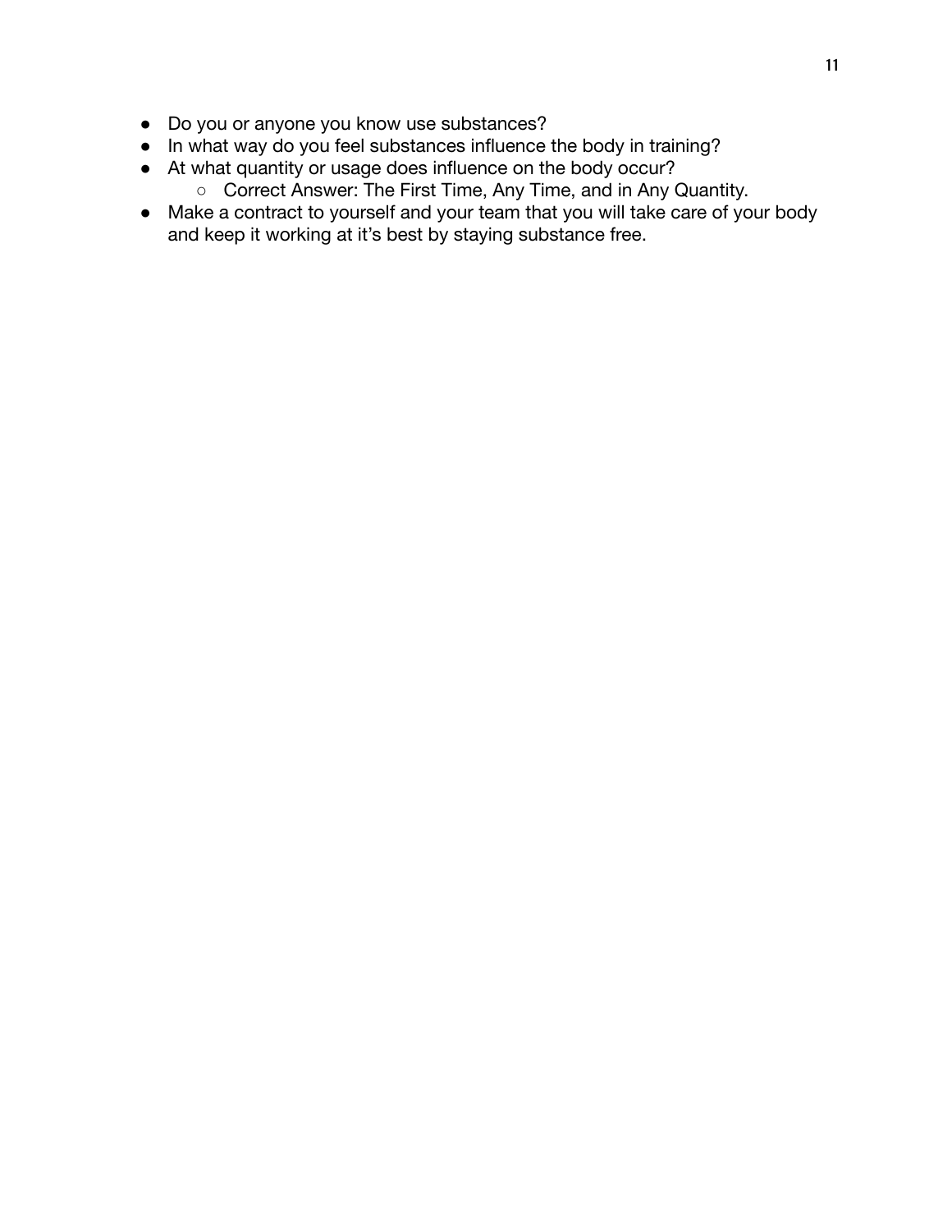- Do you or anyone you know use substances?
- In what way do you feel substances influence the body in training?
- At what quantity or usage does influence on the body occur?
    - Correct Answer: The First Time, Any Time, and in Any Quantity.
- Make a contract to yourself and your team that you will take care of your body and keep it working at it's best by staying substance free.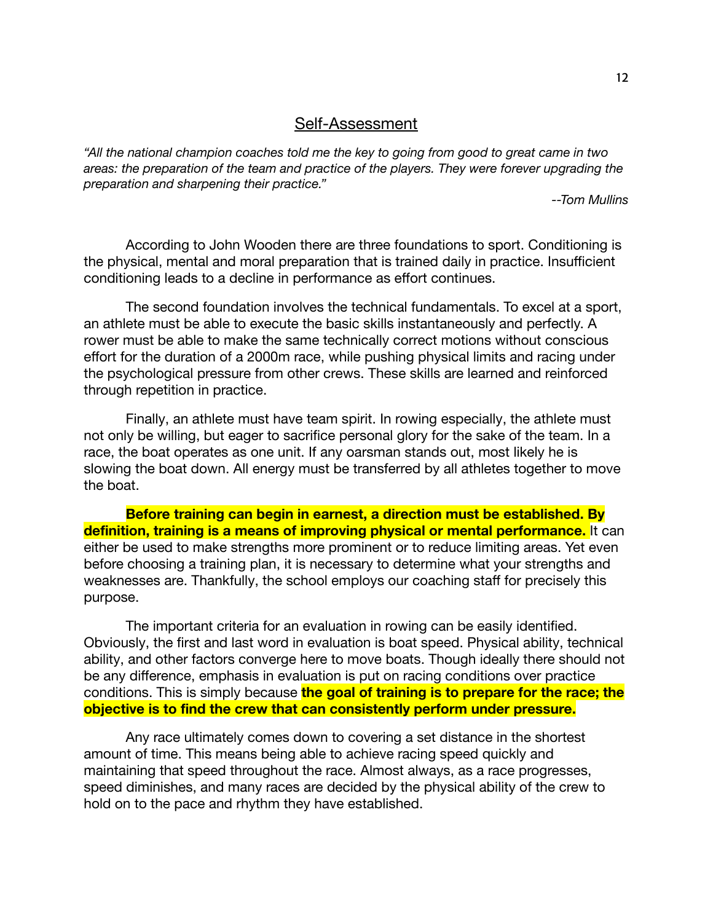## Self-Assessment

*"All the national champion coaches told me the key to going from good to great came in two areas: the preparation of the team and practice of the players. They were forever upgrading the preparation and sharpening their practice."*

*--Tom Mullins*

According to John Wooden there are three foundations to sport. Conditioning is the physical, mental and moral preparation that is trained daily in practice. Insufficient conditioning leads to a decline in performance as effort continues.

The second foundation involves the technical fundamentals. To excel at a sport, an athlete must be able to execute the basic skills instantaneously and perfectly. A rower must be able to make the same technically correct motions without conscious effort for the duration of a 2000m race, while pushing physical limits and racing under the psychological pressure from other crews. These skills are learned and reinforced through repetition in practice.

Finally, an athlete must have team spirit. In rowing especially, the athlete must not only be willing, but eager to sacrifice personal glory for the sake of the team. In a race, the boat operates as one unit. If any oarsman stands out, most likely he is slowing the boat down. All energy must be transferred by all athletes together to move the boat.

**Before training can begin in earnest, a direction must be established. By definition, training is a means of improving physical or mental performance.** It can either be used to make strengths more prominent or to reduce limiting areas. Yet even before choosing a training plan, it is necessary to determine what your strengths and weaknesses are. Thankfully, the school employs our coaching staff for precisely this purpose.

The important criteria for an evaluation in rowing can be easily identified. Obviously, the first and last word in evaluation is boat speed. Physical ability, technical ability, and other factors converge here to move boats. Though ideally there should not be any difference, emphasis in evaluation is put on racing conditions over practice conditions. This is simply because **the goal of training is to prepare for the race; the objective is to find the crew that can consistently perform under pressure.**

Any race ultimately comes down to covering a set distance in the shortest amount of time. This means being able to achieve racing speed quickly and maintaining that speed throughout the race. Almost always, as a race progresses, speed diminishes, and many races are decided by the physical ability of the crew to hold on to the pace and rhythm they have established.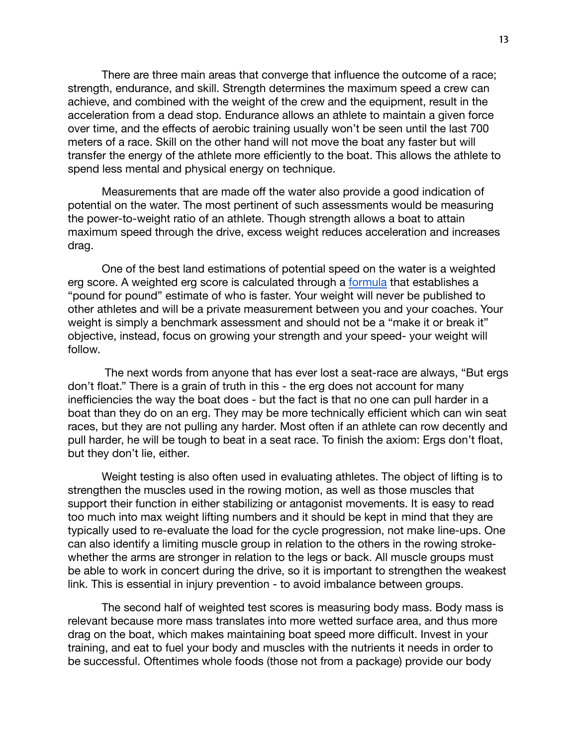There are three main areas that converge that influence the outcome of a race; strength, endurance, and skill. Strength determines the maximum speed a crew can achieve, and combined with the weight of the crew and the equipment, result in the acceleration from a dead stop. Endurance allows an athlete to maintain a given force over time, and the effects of aerobic training usually won't be seen until the last 700 meters of a race. Skill on the other hand will not move the boat any faster but will transfer the energy of the athlete more efficiently to the boat. This allows the athlete to spend less mental and physical energy on technique.

Measurements that are made off the water also provide a good indication of potential on the water. The most pertinent of such assessments would be measuring the power-to-weight ratio of an athlete. Though strength allows a boat to attain maximum speed through the drive, excess weight reduces acceleration and increases drag.

One of the best land estimations of potential speed on the water is a weighted erg score. A weighted erg score is calculated through a formula that establishes a "pound for pound" estimate of who is faster. Your weight will never be published to other athletes and will be a private measurement between you and your coaches. Your weight is simply a benchmark assessment and should not be a "make it or break it" objective, instead, focus on growing your strength and your speed- your weight will follow.

The next words from anyone that has ever lost a seat-race are always, "But ergs don't float." There is a grain of truth in this - the erg does not account for many inefficiencies the way the boat does - but the fact is that no one can pull harder in a boat than they do on an erg. They may be more technically efficient which can win seat races, but they are not pulling any harder. Most often if an athlete can row decently and pull harder, he will be tough to beat in a seat race. To finish the axiom: Ergs don't float, but they don't lie, either.

Weight testing is also often used in evaluating athletes. The object of lifting is to strengthen the muscles used in the rowing motion, as well as those muscles that support their function in either stabilizing or antagonist movements. It is easy to read too much into max weight lifting numbers and it should be kept in mind that they are typically used to re-evaluate the load for the cycle progression, not make line-ups. One can also identify a limiting muscle group in relation to the others in the rowing stroke- whether the arms are stronger in relation to the legs or back. All muscle groups must be able to work in concert during the drive, so it is important to strengthen the weakest link. This is essential in injury prevention - to avoid imbalance between groups.

The second half of weighted test scores is measuring body mass. Body mass is relevant because more mass translates into more wetted surface area, and thus more drag on the boat, which makes maintaining boat speed more difficult. Invest in your training, and eat to fuel your body and muscles with the nutrients it needs in order to be successful. Oftentimes whole foods (those not from a package) provide our body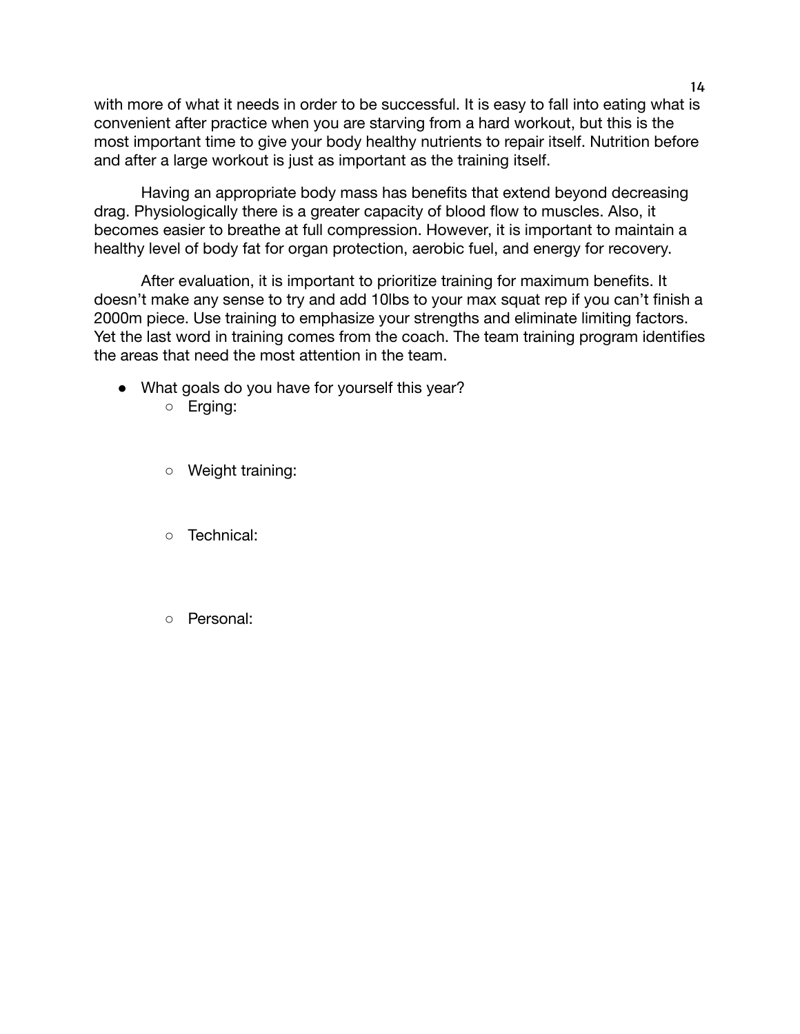with more of what it needs in order to be successful. It is easy to fall into eating what is convenient after practice when you are starving from a hard workout, but this is the most important time to give your body healthy nutrients to repair itself. Nutrition before and after a large workout is just as important as the training itself.

Having an appropriate body mass has benefits that extend beyond decreasing drag. Physiologically there is a greater capacity of blood flow to muscles. Also, it becomes easier to breathe at full compression. However, it is important to maintain a healthy level of body fat for organ protection, aerobic fuel, and energy for recovery.

After evaluation, it is important to prioritize training for maximum benefits. It doesn't make any sense to try and add 10lbs to your max squat rep if you can't finish a 2000m piece. Use training to emphasize your strengths and eliminate limiting factors. Yet the last word in training comes from the coach. The team training program identifies the areas that need the most attention in the team.

- What goals do you have for yourself this year?
  - Erging:
  - Weight training:
  - Technical:
  - Personal: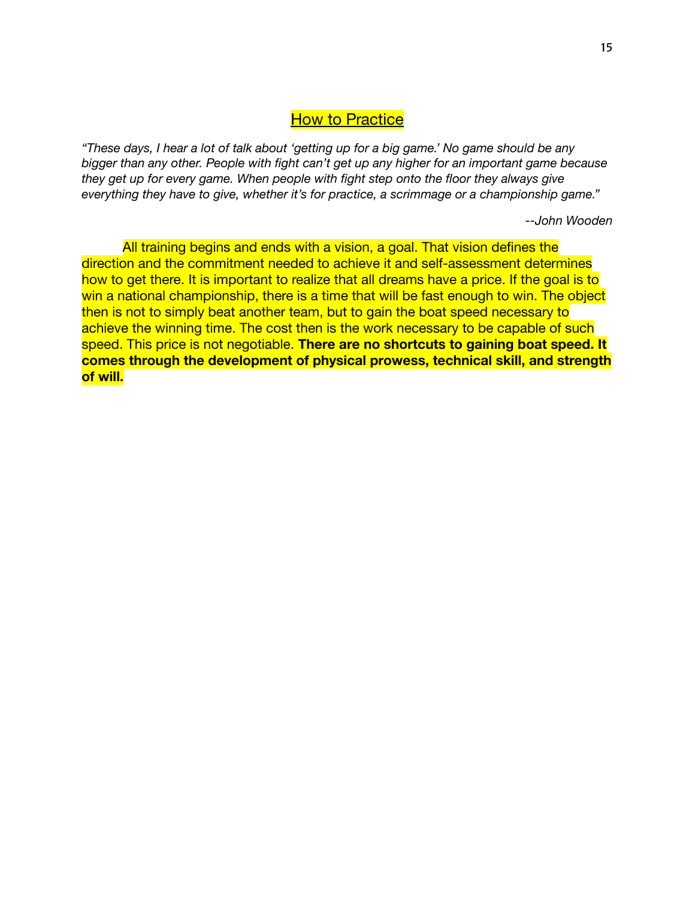## How to Practice

*"These days, I hear a lot of talk about 'getting up for a big game.' No game should be any bigger than any other. People with fight can't get up any higher for an important game because they get up for every game. When people with fight step onto the floor they always give everything they have to give, whether it's for practice, a scrimmage or a championship game."*

*--John Wooden*

All training begins and ends with a vision, a goal. That vision defines the direction and the commitment needed to achieve it and self-assessment determines how to get there. It is important to realize that all dreams have a price. If the goal is to win a national championship, there is a time that will be fast enough to win. The object then is not to simply beat another team, but to gain the boat speed necessary to achieve the winning time. The cost then is the work necessary to be capable of such speed. This price is not negotiable. **There are no shortcuts to gaining boat speed. It comes through the development of physical prowess, technical skill, and strength of will.**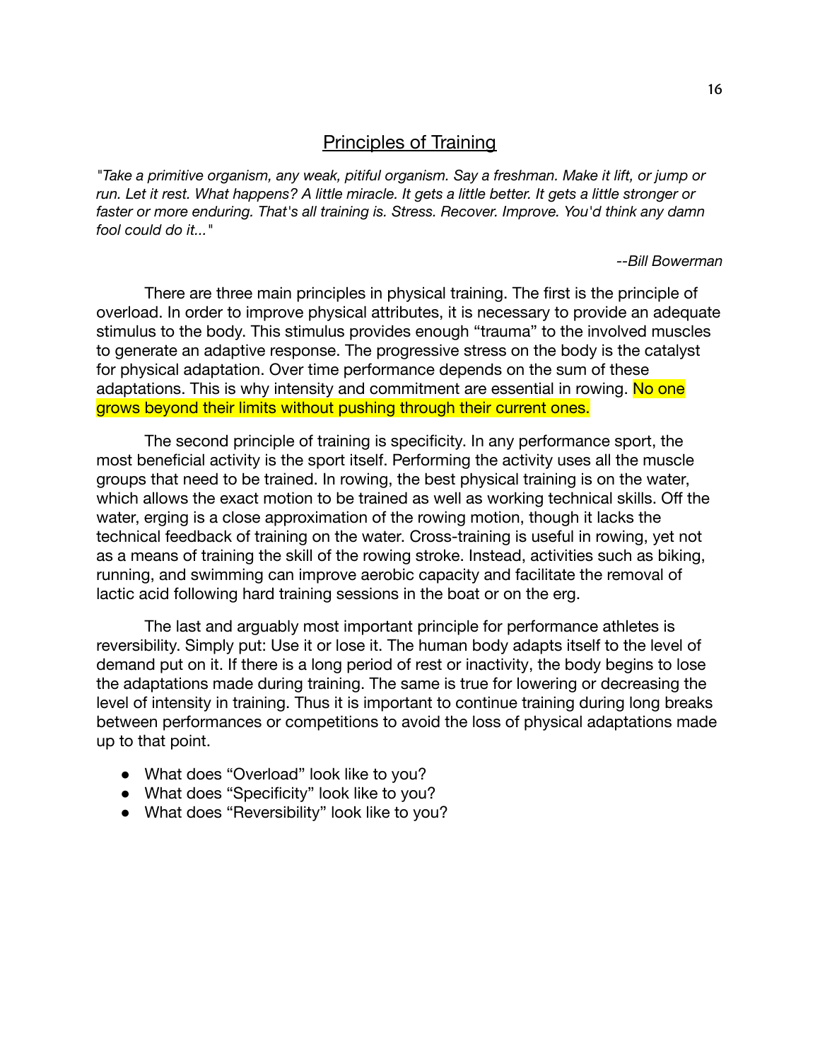## Principles of Training

*"Take a primitive organism, any weak, pitiful organism. Say a freshman. Make it lift, or jump or run. Let it rest. What happens? A little miracle. It gets a little better. It gets a little stronger or faster or more enduring. That's all training is. Stress. Recover. Improve. You'd think any damn fool could do it..."*

*--Bill Bowerman*

There are three main principles in physical training. The first is the principle of overload. In order to improve physical attributes, it is necessary to provide an adequate stimulus to the body. This stimulus provides enough "trauma" to the involved muscles to generate an adaptive response. The progressive stress on the body is the catalyst for physical adaptation. Over time performance depends on the sum of these adaptations. This is why intensity and commitment are essential in rowing. No one grows beyond their limits without pushing through their current ones.

The second principle of training is specificity. In any performance sport, the most beneficial activity is the sport itself. Performing the activity uses all the muscle groups that need to be trained. In rowing, the best physical training is on the water, which allows the exact motion to be trained as well as working technical skills. Off the water, erging is a close approximation of the rowing motion, though it lacks the technical feedback of training on the water. Cross-training is useful in rowing, yet not as a means of training the skill of the rowing stroke. Instead, activities such as biking, running, and swimming can improve aerobic capacity and facilitate the removal of lactic acid following hard training sessions in the boat or on the erg.

The last and arguably most important principle for performance athletes is reversibility. Simply put: Use it or lose it. The human body adapts itself to the level of demand put on it. If there is a long period of rest or inactivity, the body begins to lose the adaptations made during training. The same is true for lowering or decreasing the level of intensity in training. Thus it is important to continue training during long breaks between performances or competitions to avoid the loss of physical adaptations made up to that point.

- What does "Overload" look like to you?
- What does "Specificity" look like to you?
- What does "Reversibility" look like to you?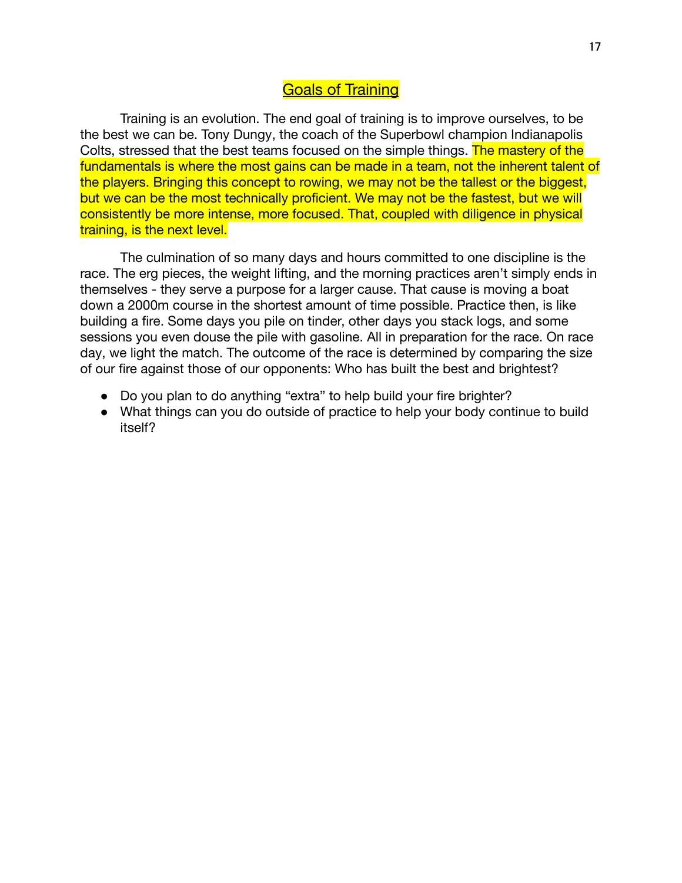## Goals of Training

Training is an evolution. The end goal of training is to improve ourselves, to be the best we can be. Tony Dungy, the coach of the Superbowl champion Indianapolis Colts, stressed that the best teams focused on the simple things. The mastery of the fundamentals is where the most gains can be made in a team, not the inherent talent of the players. Bringing this concept to rowing, we may not be the tallest or the biggest, but we can be the most technically proficient. We may not be the fastest, but we will consistently be more intense, more focused. That, coupled with diligence in physical training, is the next level.

The culmination of so many days and hours committed to one discipline is the race. The erg pieces, the weight lifting, and the morning practices aren't simply ends in themselves - they serve a purpose for a larger cause. That cause is moving a boat down a 2000m course in the shortest amount of time possible. Practice then, is like building a fire. Some days you pile on tinder, other days you stack logs, and some sessions you even douse the pile with gasoline. All in preparation for the race. On race day, we light the match. The outcome of the race is determined by comparing the size of our fire against those of our opponents: Who has built the best and brightest?

- Do you plan to do anything "extra" to help build your fire brighter?
- What things can you do outside of practice to help your body continue to build itself?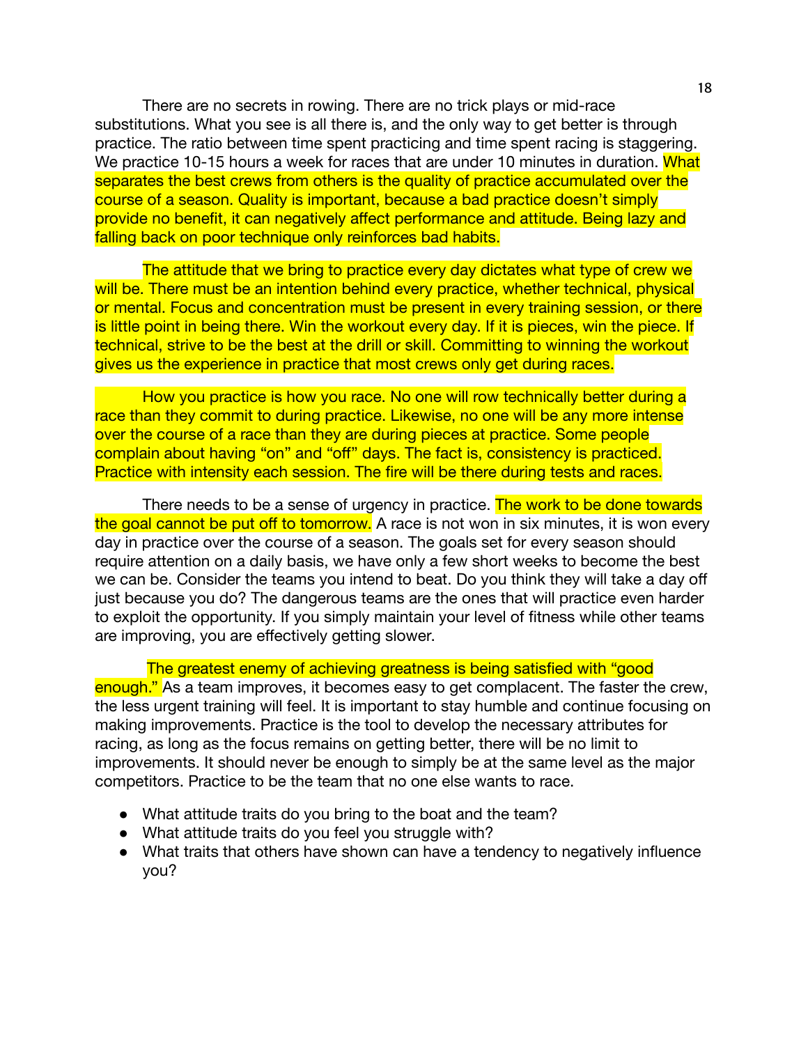There are no secrets in rowing. There are no trick plays or mid-race substitutions. What you see is all there is, and the only way to get better is through practice. The ratio between time spent practicing and time spent racing is staggering. We practice 10-15 hours a week for races that are under 10 minutes in duration. What separates the best crews from others is the quality of practice accumulated over the course of a season. Quality is important, because a bad practice doesn't simply provide no benefit, it can negatively affect performance and attitude. Being lazy and falling back on poor technique only reinforces bad habits.

The attitude that we bring to practice every day dictates what type of crew we will be. There must be an intention behind every practice, whether technical, physical or mental. Focus and concentration must be present in every training session, or there is little point in being there. Win the workout every day. If it is pieces, win the piece. If technical, strive to be the best at the drill or skill. Committing to winning the workout gives us the experience in practice that most crews only get during races.

How you practice is how you race. No one will row technically better during a race than they commit to during practice. Likewise, no one will be any more intense over the course of a race than they are during pieces at practice. Some people complain about having "on" and "off" days. The fact is, consistency is practiced. Practice with intensity each session. The fire will be there during tests and races.

There needs to be a sense of urgency in practice. The work to be done towards the goal cannot be put off to tomorrow. A race is not won in six minutes, it is won every day in practice over the course of a season. The goals set for every season should require attention on a daily basis, we have only a few short weeks to become the best we can be. Consider the teams you intend to beat. Do you think they will take a day off just because you do? The dangerous teams are the ones that will practice even harder to exploit the opportunity. If you simply maintain your level of fitness while other teams are improving, you are effectively getting slower.

The greatest enemy of achieving greatness is being satisfied with "good enough." As a team improves, it becomes easy to get complacent. The faster the crew, the less urgent training will feel. It is important to stay humble and continue focusing on making improvements. Practice is the tool to develop the necessary attributes for racing, as long as the focus remains on getting better, there will be no limit to improvements. It should never be enough to simply be at the same level as the major competitors. Practice to be the team that no one else wants to race.

- What attitude traits do you bring to the boat and the team?
- What attitude traits do you feel you struggle with?
- What traits that others have shown can have a tendency to negatively influence you?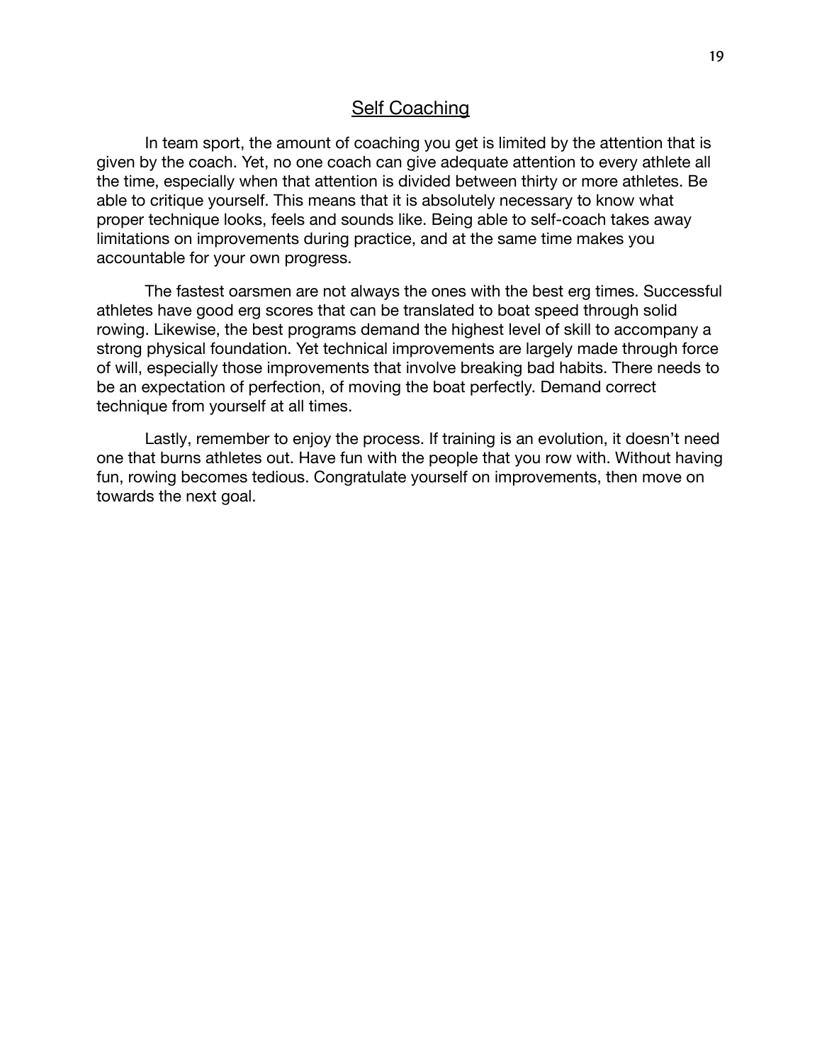## Self Coaching

In team sport, the amount of coaching you get is limited by the attention that is given by the coach. Yet, no one coach can give adequate attention to every athlete all the time, especially when that attention is divided between thirty or more athletes. Be able to critique yourself. This means that it is absolutely necessary to know what proper technique looks, feels and sounds like. Being able to self-coach takes away limitations on improvements during practice, and at the same time makes you accountable for your own progress.

The fastest oarsmen are not always the ones with the best erg times. Successful athletes have good erg scores that can be translated to boat speed through solid rowing. Likewise, the best programs demand the highest level of skill to accompany a strong physical foundation. Yet technical improvements are largely made through force of will, especially those improvements that involve breaking bad habits. There needs to be an expectation of perfection, of moving the boat perfectly. Demand correct technique from yourself at all times.

Lastly, remember to enjoy the process. If training is an evolution, it doesn't need one that burns athletes out. Have fun with the people that you row with. Without having fun, rowing becomes tedious. Congratulate yourself on improvements, then move on towards the next goal.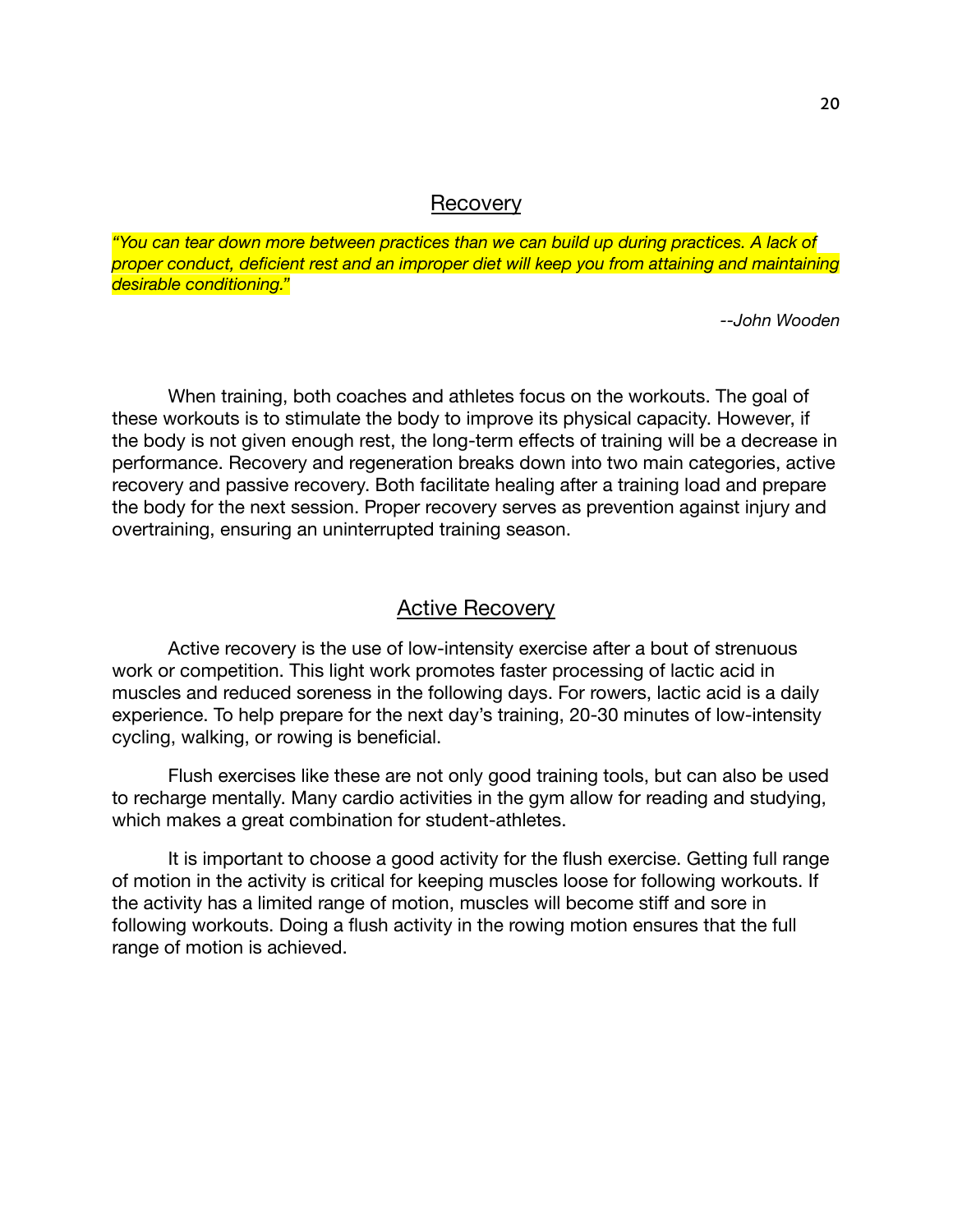## Recovery

*"You can tear down more between practices than we can build up during practices. A lack of proper conduct, deficient rest and an improper diet will keep you from attaining and maintaining desirable conditioning."*

*--John Wooden*

When training, both coaches and athletes focus on the workouts. The goal of these workouts is to stimulate the body to improve its physical capacity. However, if the body is not given enough rest, the long-term effects of training will be a decrease in performance. Recovery and regeneration breaks down into two main categories, active recovery and passive recovery. Both facilitate healing after a training load and prepare the body for the next session. Proper recovery serves as prevention against injury and overtraining, ensuring an uninterrupted training season.

## Active Recovery

Active recovery is the use of low-intensity exercise after a bout of strenuous work or competition. This light work promotes faster processing of lactic acid in muscles and reduced soreness in the following days. For rowers, lactic acid is a daily experience. To help prepare for the next day's training, 20-30 minutes of low-intensity cycling, walking, or rowing is beneficial.

Flush exercises like these are not only good training tools, but can also be used to recharge mentally. Many cardio activities in the gym allow for reading and studying, which makes a great combination for student-athletes.

It is important to choose a good activity for the flush exercise. Getting full range of motion in the activity is critical for keeping muscles loose for following workouts. If the activity has a limited range of motion, muscles will become stiff and sore in following workouts. Doing a flush activity in the rowing motion ensures that the full range of motion is achieved.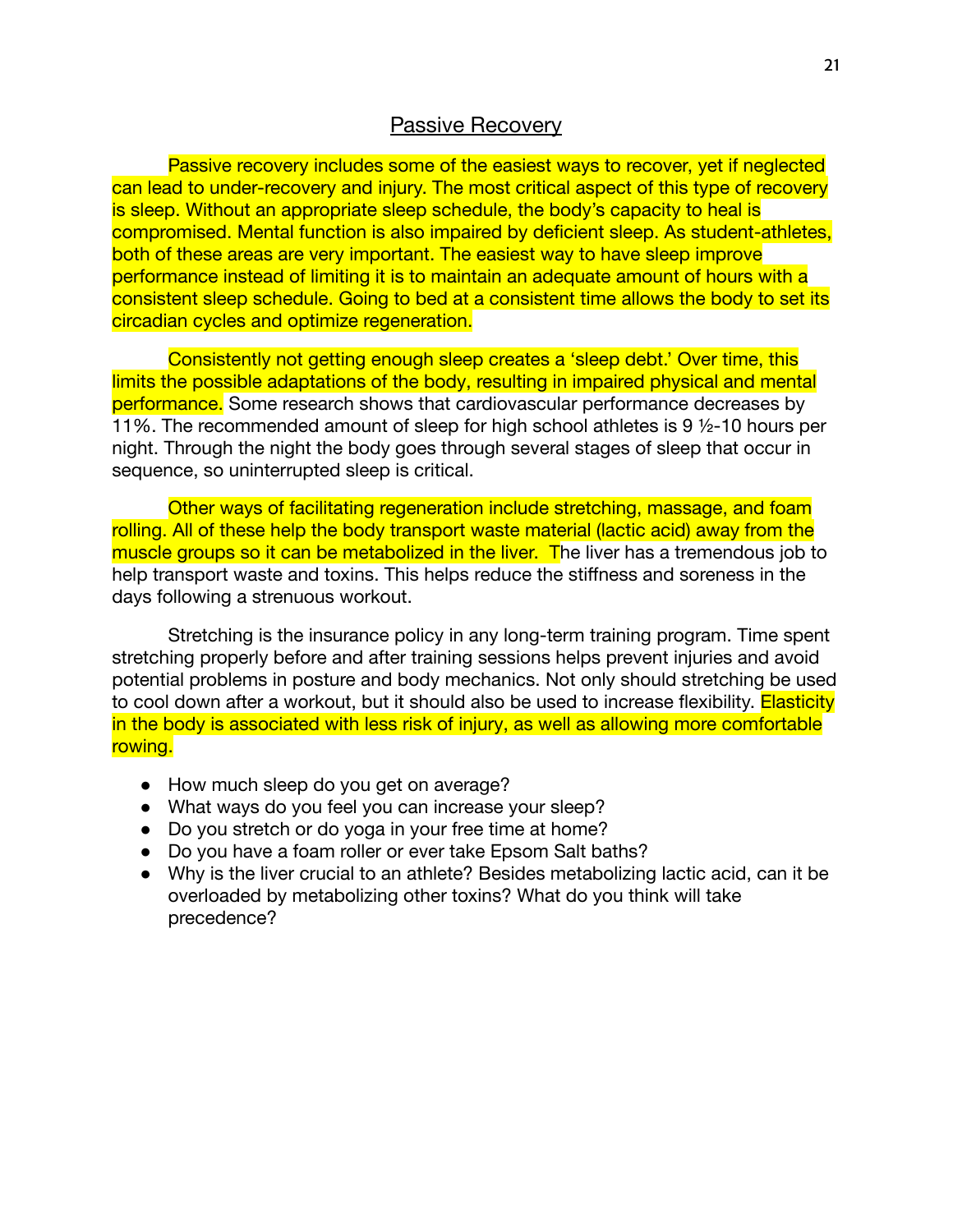## Passive Recovery

Passive recovery includes some of the easiest ways to recover, yet if neglected can lead to under-recovery and injury. The most critical aspect of this type of recovery is sleep. Without an appropriate sleep schedule, the body's capacity to heal is compromised. Mental function is also impaired by deficient sleep. As student-athletes, both of these areas are very important. The easiest way to have sleep improve performance instead of limiting it is to maintain an adequate amount of hours with a consistent sleep schedule. Going to bed at a consistent time allows the body to set its circadian cycles and optimize regeneration.

Consistently not getting enough sleep creates a 'sleep debt.' Over time, this limits the possible adaptations of the body, resulting in impaired physical and mental performance. Some research shows that cardiovascular performance decreases by 11%. The recommended amount of sleep for high school athletes is 9 ½-10 hours per night. Through the night the body goes through several stages of sleep that occur in sequence, so uninterrupted sleep is critical.

Other ways of facilitating regeneration include stretching, massage, and foam rolling. All of these help the body transport waste material (lactic acid) away from the muscle groups so it can be metabolized in the liver. The liver has a tremendous job to help transport waste and toxins. This helps reduce the stiffness and soreness in the days following a strenuous workout.

Stretching is the insurance policy in any long-term training program. Time spent stretching properly before and after training sessions helps prevent injuries and avoid potential problems in posture and body mechanics. Not only should stretching be used to cool down after a workout, but it should also be used to increase flexibility. Elasticity in the body is associated with less risk of injury, as well as allowing more comfortable rowing.

- How much sleep do you get on average?
- What ways do you feel you can increase your sleep?
- Do you stretch or do yoga in your free time at home?
- Do you have a foam roller or ever take Epsom Salt baths?
- Why is the liver crucial to an athlete? Besides metabolizing lactic acid, can it be overloaded by metabolizing other toxins? What do you think will take precedence?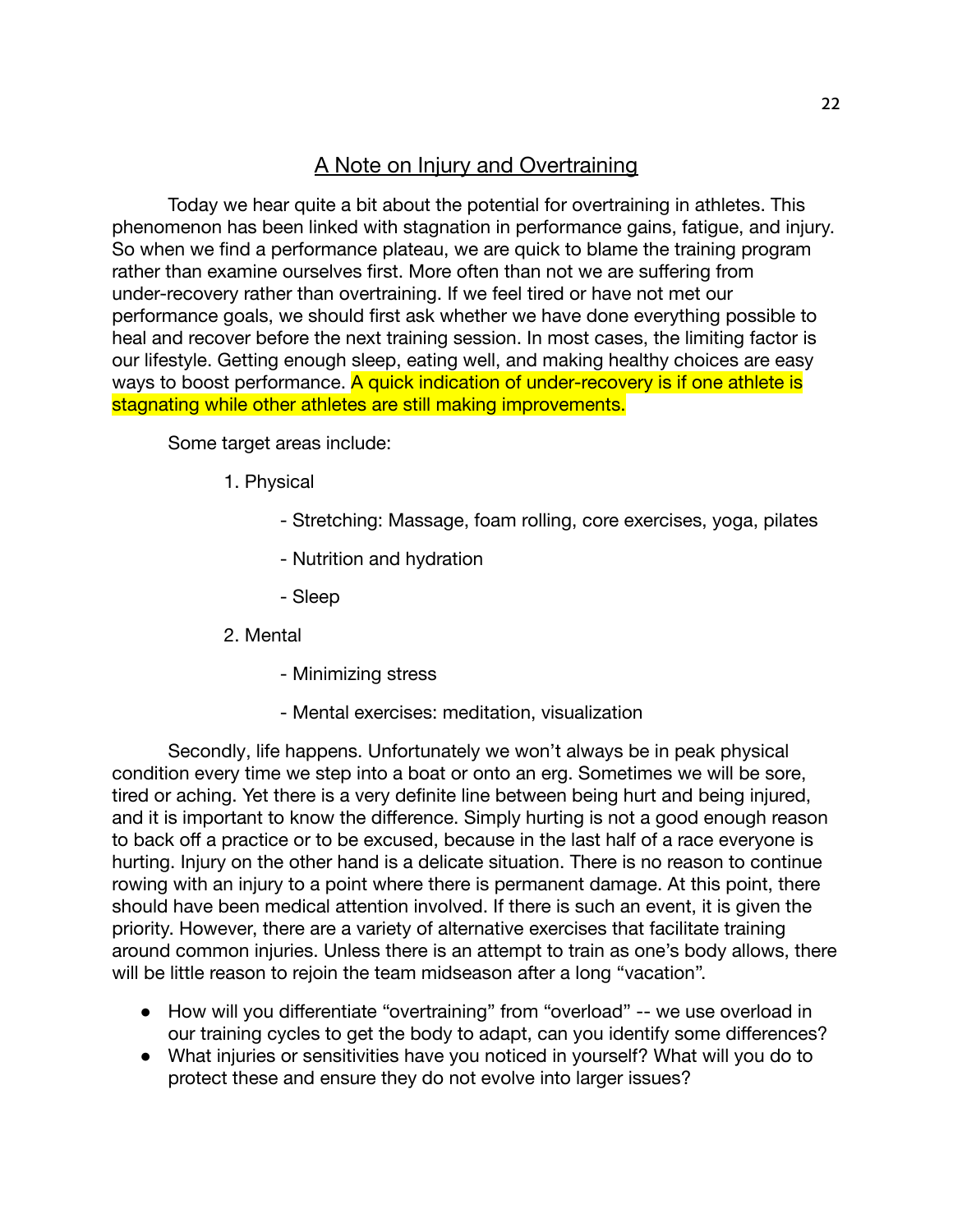## A Note on Injury and Overtraining

Today we hear quite a bit about the potential for overtraining in athletes. This phenomenon has been linked with stagnation in performance gains, fatigue, and injury. So when we find a performance plateau, we are quick to blame the training program rather than examine ourselves first. More often than not we are suffering from under-recovery rather than overtraining. If we feel tired or have not met our performance goals, we should first ask whether we have done everything possible to heal and recover before the next training session. In most cases, the limiting factor is our lifestyle. Getting enough sleep, eating well, and making healthy choices are easy ways to boost performance. A quick indication of under-recovery is if one athlete is stagnating while other athletes are still making improvements.

Some target areas include:

1. Physical
   - Stretching: Massage, foam rolling, core exercises, yoga, pilates
   - Nutrition and hydration
   - Sleep
2. Mental
   - Minimizing stress
   - Mental exercises: meditation, visualization

Secondly, life happens. Unfortunately we won't always be in peak physical condition every time we step into a boat or onto an erg. Sometimes we will be sore, tired or aching. Yet there is a very definite line between being hurt and being injured, and it is important to know the difference. Simply hurting is not a good enough reason to back off a practice or to be excused, because in the last half of a race everyone is hurting. Injury on the other hand is a delicate situation. There is no reason to continue rowing with an injury to a point where there is permanent damage. At this point, there should have been medical attention involved. If there is such an event, it is given the priority. However, there are a variety of alternative exercises that facilitate training around common injuries. Unless there is an attempt to train as one's body allows, there will be little reason to rejoin the team midseason after a long "vacation".

- How will you differentiate "overtraining" from "overload" -- we use overload in our training cycles to get the body to adapt, can you identify some differences?
- What injuries or sensitivities have you noticed in yourself? What will you do to protect these and ensure they do not evolve into larger issues?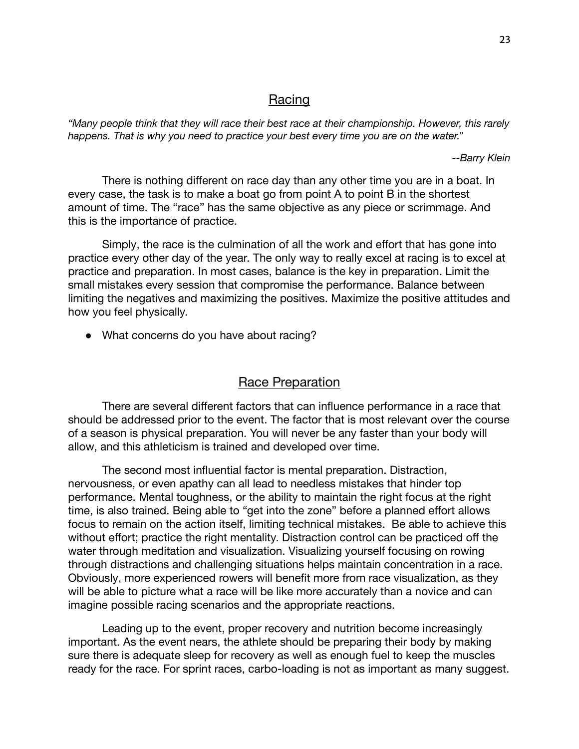## Racing

*"Many people think that they will race their best race at their championship. However, this rarely happens. That is why you need to practice your best every time you are on the water."*

*--Barry Klein*

There is nothing different on race day than any other time you are in a boat. In every case, the task is to make a boat go from point A to point B in the shortest amount of time. The "race" has the same objective as any piece or scrimmage. And this is the importance of practice.

Simply, the race is the culmination of all the work and effort that has gone into practice every other day of the year. The only way to really excel at racing is to excel at practice and preparation. In most cases, balance is the key in preparation. Limit the small mistakes every session that compromise the performance. Balance between limiting the negatives and maximizing the positives. Maximize the positive attitudes and how you feel physically.

- What concerns do you have about racing?

## Race Preparation

There are several different factors that can influence performance in a race that should be addressed prior to the event. The factor that is most relevant over the course of a season is physical preparation. You will never be any faster than your body will allow, and this athleticism is trained and developed over time.

The second most influential factor is mental preparation. Distraction, nervousness, or even apathy can all lead to needless mistakes that hinder top performance. Mental toughness, or the ability to maintain the right focus at the right time, is also trained. Being able to "get into the zone" before a planned effort allows focus to remain on the action itself, limiting technical mistakes. Be able to achieve this without effort; practice the right mentality. Distraction control can be practiced off the water through meditation and visualization. Visualizing yourself focusing on rowing through distractions and challenging situations helps maintain concentration in a race. Obviously, more experienced rowers will benefit more from race visualization, as they will be able to picture what a race will be like more accurately than a novice and can imagine possible racing scenarios and the appropriate reactions.

Leading up to the event, proper recovery and nutrition become increasingly important. As the event nears, the athlete should be preparing their body by making sure there is adequate sleep for recovery as well as enough fuel to keep the muscles ready for the race. For sprint races, carbo-loading is not as important as many suggest.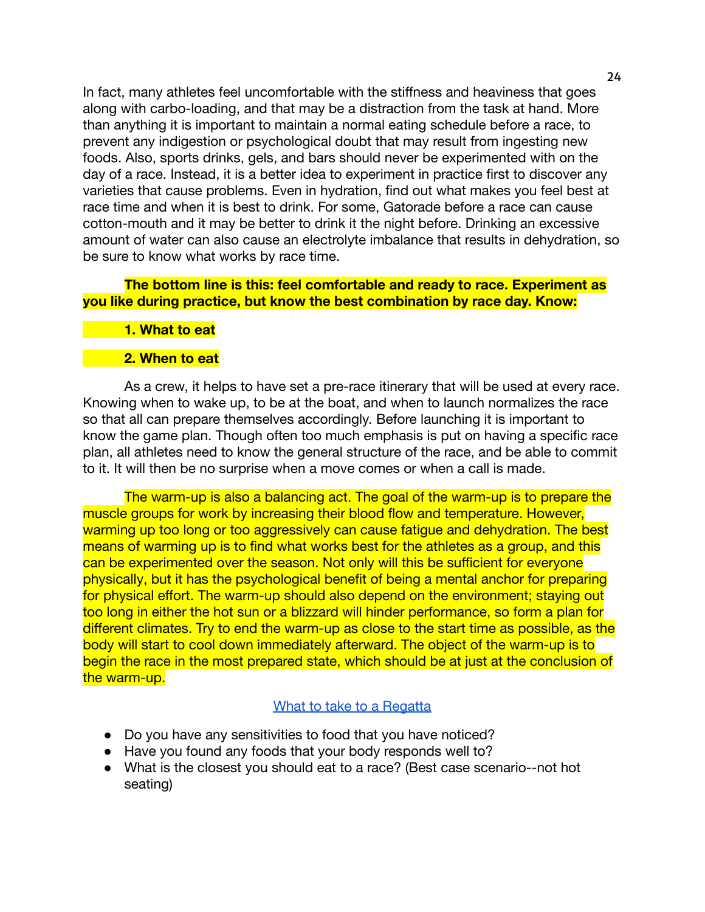In fact, many athletes feel uncomfortable with the stiffness and heaviness that goes along with carbo-loading, and that may be a distraction from the task at hand. More than anything it is important to maintain a normal eating schedule before a race, to prevent any indigestion or psychological doubt that may result from ingesting new foods. Also, sports drinks, gels, and bars should never be experimented with on the day of a race. Instead, it is a better idea to experiment in practice first to discover any varieties that cause problems. Even in hydration, find out what makes you feel best at race time and when it is best to drink. For some, Gatorade before a race can cause cotton-mouth and it may be better to drink it the night before. Drinking an excessive amount of water can also cause an electrolyte imbalance that results in dehydration, so be sure to know what works by race time.

**The bottom line is this: feel comfortable and ready to race. Experiment as you like during practice, but know the best combination by race day. Know:**

**1. What to eat**

**2. When to eat**

As a crew, it helps to have set a pre-race itinerary that will be used at every race. Knowing when to wake up, to be at the boat, and when to launch normalizes the race so that all can prepare themselves accordingly. Before launching it is important to know the game plan. Though often too much emphasis is put on having a specific race plan, all athletes need to know the general structure of the race, and be able to commit to it. It will then be no surprise when a move comes or when a call is made.

The warm-up is also a balancing act. The goal of the warm-up is to prepare the muscle groups for work by increasing their blood flow and temperature. However, warming up too long or too aggressively can cause fatigue and dehydration. The best means of warming up is to find what works best for the athletes as a group, and this can be experimented over the season. Not only will this be sufficient for everyone physically, but it has the psychological benefit of being a mental anchor for preparing for physical effort. The warm-up should also depend on the environment; staying out too long in either the hot sun or a blizzard will hinder performance, so form a plan for different climates. Try to end the warm-up as close to the start time as possible, as the body will start to cool down immediately afterward. The object of the warm-up is to begin the race in the most prepared state, which should be at just at the conclusion of the warm-up.

[What to take to a Regatta]

- Do you have any sensitivities to food that you have noticed?
- Have you found any foods that your body responds well to?
- What is the closest you should eat to a race? (Best case scenario--not hot seating)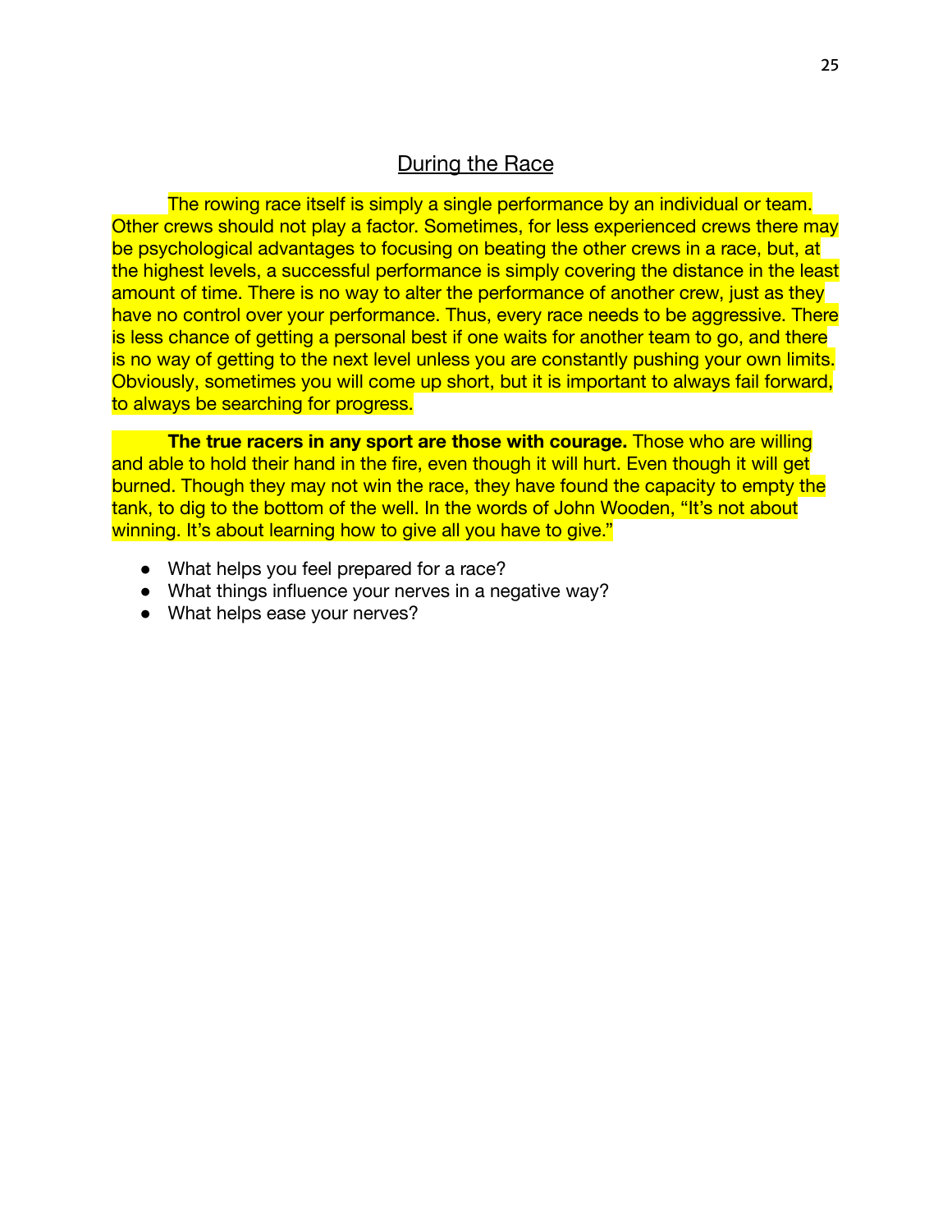## During the Race

The rowing race itself is simply a single performance by an individual or team. Other crews should not play a factor. Sometimes, for less experienced crews there may be psychological advantages to focusing on beating the other crews in a race, but, at the highest levels, a successful performance is simply covering the distance in the least amount of time. There is no way to alter the performance of another crew, just as they have no control over your performance. Thus, every race needs to be aggressive. There is less chance of getting a personal best if one waits for another team to go, and there is no way of getting to the next level unless you are constantly pushing your own limits. Obviously, sometimes you will come up short, but it is important to always fail forward, to always be searching for progress.

**The true racers in any sport are those with courage.** Those who are willing and able to hold their hand in the fire, even though it will hurt. Even though it will get burned. Though they may not win the race, they have found the capacity to empty the tank, to dig to the bottom of the well. In the words of John Wooden, "It's not about winning. It's about learning how to give all you have to give."

- What helps you feel prepared for a race?
- What things influence your nerves in a negative way?
- What helps ease your nerves?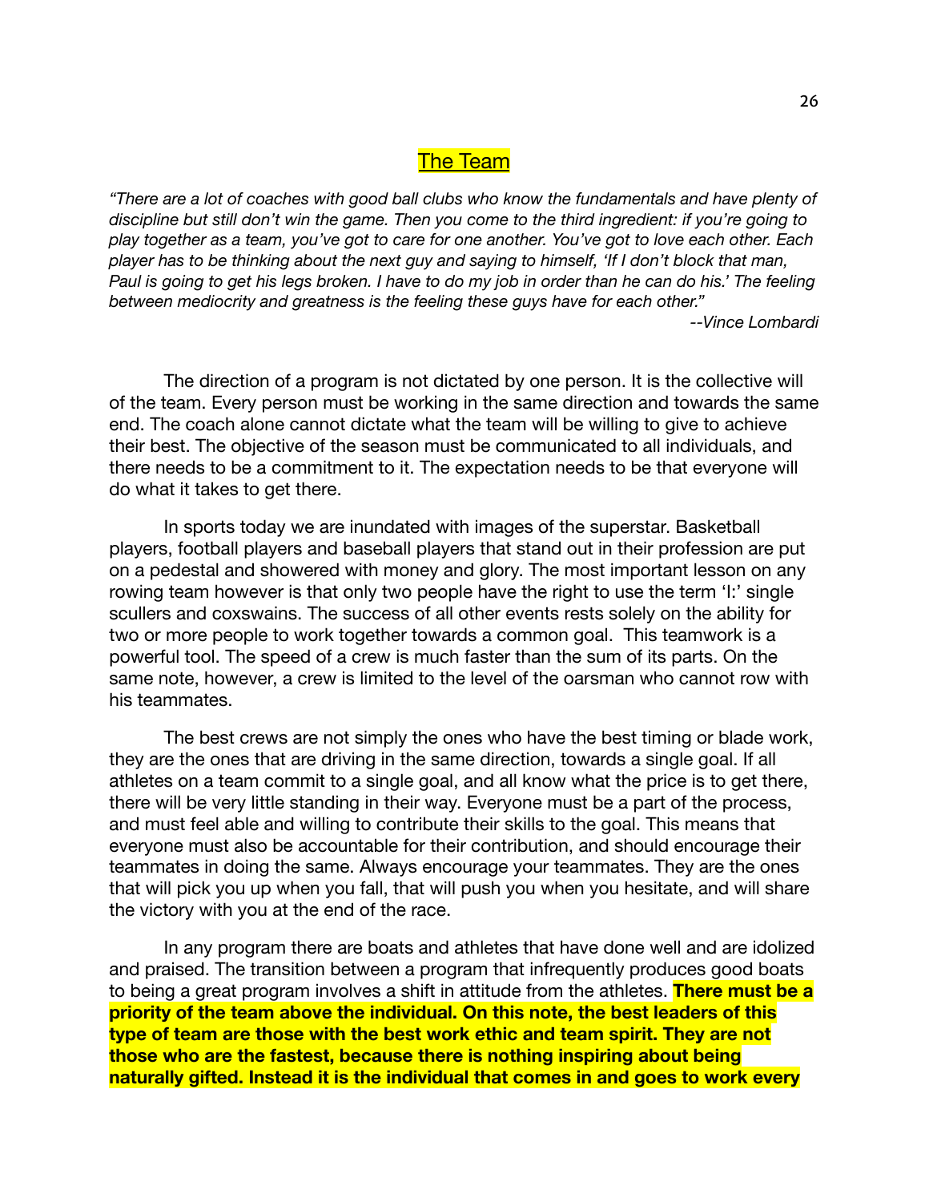## The Team

*"There are a lot of coaches with good ball clubs who know the fundamentals and have plenty of discipline but still don't win the game. Then you come to the third ingredient: if you're going to play together as a team, you've got to care for one another. You've got to love each other. Each player has to be thinking about the next guy and saying to himself, 'If I don't block that man, Paul is going to get his legs broken. I have to do my job in order than he can do his.' The feeling between mediocrity and greatness is the feeling these guys have for each other."*

*--Vince Lombardi*

The direction of a program is not dictated by one person. It is the collective will of the team. Every person must be working in the same direction and towards the same end. The coach alone cannot dictate what the team will be willing to give to achieve their best. The objective of the season must be communicated to all individuals, and there needs to be a commitment to it. The expectation needs to be that everyone will do what it takes to get there.

In sports today we are inundated with images of the superstar. Basketball players, football players and baseball players that stand out in their profession are put on a pedestal and showered with money and glory. The most important lesson on any rowing team however is that only two people have the right to use the term 'I:' single scullers and coxswains. The success of all other events rests solely on the ability for two or more people to work together towards a common goal. This teamwork is a powerful tool. The speed of a crew is much faster than the sum of its parts. On the same note, however, a crew is limited to the level of the oarsman who cannot row with his teammates.

The best crews are not simply the ones who have the best timing or blade work, they are the ones that are driving in the same direction, towards a single goal. If all athletes on a team commit to a single goal, and all know what the price is to get there, there will be very little standing in their way. Everyone must be a part of the process, and must feel able and willing to contribute their skills to the goal. This means that everyone must also be accountable for their contribution, and should encourage their teammates in doing the same. Always encourage your teammates. They are the ones that will pick you up when you fall, that will push you when you hesitate, and will share the victory with you at the end of the race.

In any program there are boats and athletes that have done well and are idolized and praised. The transition between a program that infrequently produces good boats to being a great program involves a shift in attitude from the athletes. **There must be a priority of the team above the individual. On this note, the best leaders of this type of team are those with the best work ethic and team spirit. They are not those who are the fastest, because there is nothing inspiring about being naturally gifted. Instead it is the individual that comes in and goes to work every**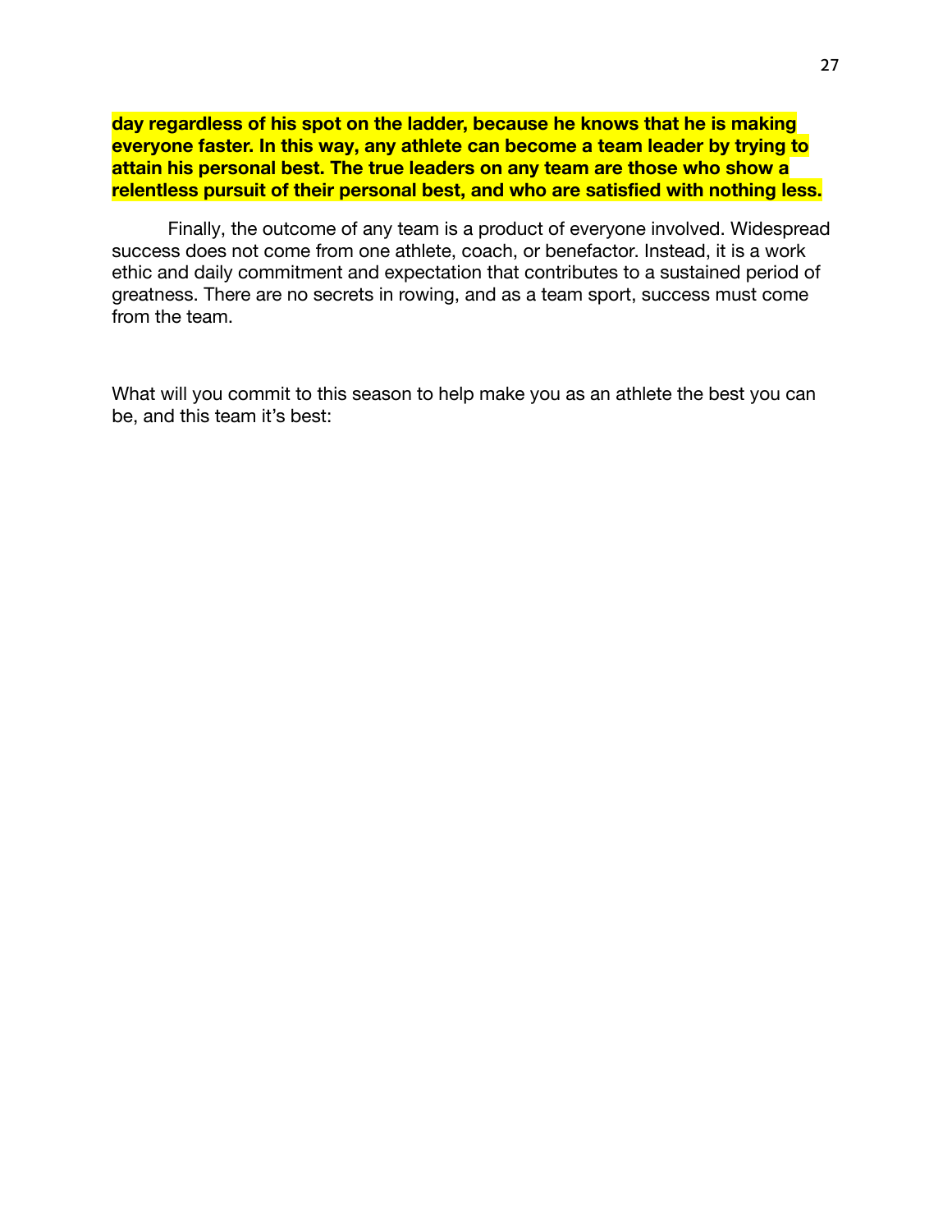**day regardless of his spot on the ladder, because he knows that he is making everyone faster. In this way, any athlete can become a team leader by trying to attain his personal best. The true leaders on any team are those who show a relentless pursuit of their personal best, and who are satisfied with nothing less.**

Finally, the outcome of any team is a product of everyone involved. Widespread success does not come from one athlete, coach, or benefactor. Instead, it is a work ethic and daily commitment and expectation that contributes to a sustained period of greatness. There are no secrets in rowing, and as a team sport, success must come from the team.

What will you commit to this season to help make you as an athlete the best you can be, and this team it's best: